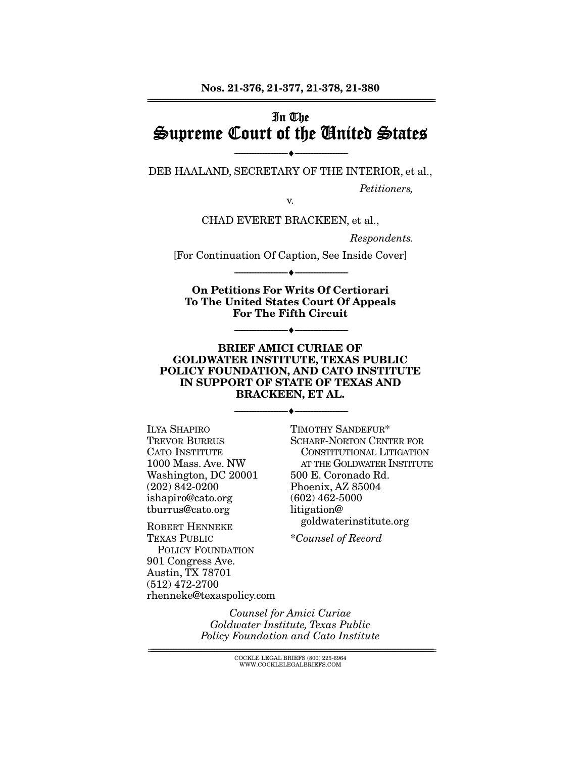Nos. 21-376, 21-377, 21-378, 21-380

---

In The

# Supreme Court of the United States

---

DEB HAALAND, SECRETARY OF THE INTERIOR, et al.,

*Petitioners,*

v.

CHAD EVERET BRACKEEN, et al.,

*Respondents.*

[For Continuation Of Caption, See Inside Cover]

---

**On Petitions For Writs Of Certiorari To The United States Court Of Appeals For The Fifth Circuit**

---

**BRIEF AMICI CURIAE OF GOLDWATER INSTITUTE, TEXAS PUBLIC POLICY FOUNDATION, AND CATO INSTITUTE IN SUPPORT OF STATE OF TEXAS AND BRACKEEN, ET AL.**

---

ILYA SHAPIRO
TREVOR BURRUS
CATO INSTITUTE
1000 Mass. Ave. NW
Washington, DC 20001
(202) 842-0200
ishapiro@cato.org
tburrus@cato.org

ROBERT HENNEKE
TEXAS PUBLIC POLICY FOUNDATION
901 Congress Ave.
Austin, TX 78701
(512) 472-2700
rhenneke@texaspolicy.com

TIMOTHY SANDEFUR*
SCHARF-NORTON CENTER FOR CONSTITUTIONAL LITIGATION AT THE GOLDWATER INSTITUTE
500 E. Coronado Rd.
Phoenix, AZ 85004
(602) 462-5000
litigation@goldwaterinstitute.org

*\*Counsel of Record*

*Counsel for Amici Curiae Goldwater Institute, Texas Public Policy Foundation and Cato Institute*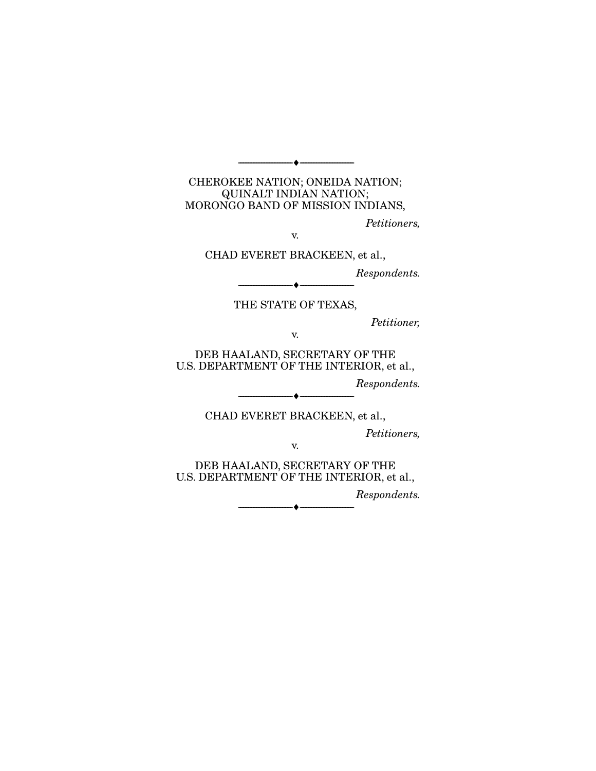---

CHEROKEE NATION; ONEIDA NATION;
QUINALT INDIAN NATION;
MORONGO BAND OF MISSION INDIANS,

*Petitioners,*

v.

CHAD EVERET BRACKEEN, et al.,

*Respondents.*

---

THE STATE OF TEXAS,

*Petitioner,*

v.

DEB HAALAND, SECRETARY OF THE
U.S. DEPARTMENT OF THE INTERIOR, et al.,

*Respondents.*

---

CHAD EVERET BRACKEEN, et al.,

*Petitioners,*

v.

DEB HAALAND, SECRETARY OF THE
U.S. DEPARTMENT OF THE INTERIOR, et al.,

*Respondents.*

---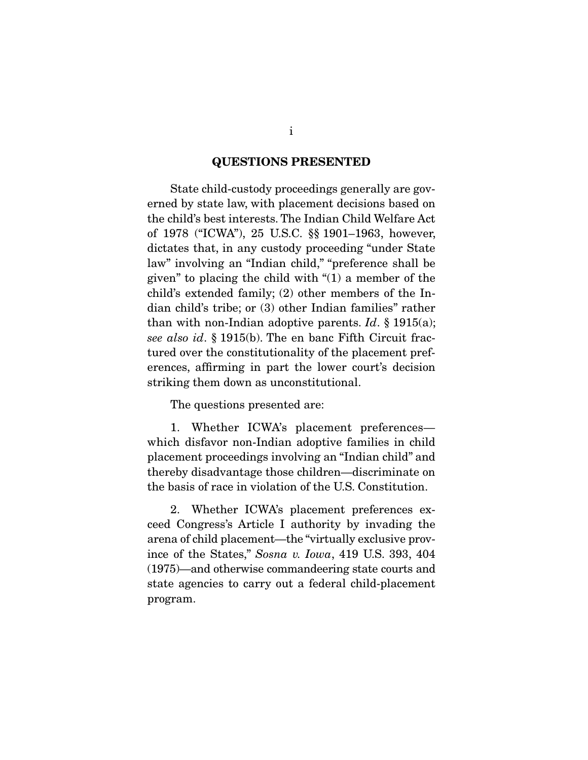## QUESTIONS PRESENTED

State child-custody proceedings generally are governed by state law, with placement decisions based on the child's best interests. The Indian Child Welfare Act of 1978 ("ICWA"), 25 U.S.C. §§ 1901–1963, however, dictates that, in any custody proceeding "under State law" involving an "Indian child," "preference shall be given" to placing the child with "(1) a member of the child's extended family; (2) other members of the Indian child's tribe; or (3) other Indian families" rather than with non-Indian adoptive parents. *Id*. § 1915(a); *see also id*. § 1915(b). The en banc Fifth Circuit fractured over the constitutionality of the placement preferences, affirming in part the lower court's decision striking them down as unconstitutional.

The questions presented are:

1. Whether ICWA's placement preferences—which disfavor non-Indian adoptive families in child placement proceedings involving an "Indian child" and thereby disadvantage those children—discriminate on the basis of race in violation of the U.S. Constitution.

2. Whether ICWA's placement preferences exceed Congress's Article I authority by invading the arena of child placement—the "virtually exclusive province of the States," *Sosna v. Iowa*, 419 U.S. 393, 404 (1975)—and otherwise commandeering state courts and state agencies to carry out a federal child-placement program.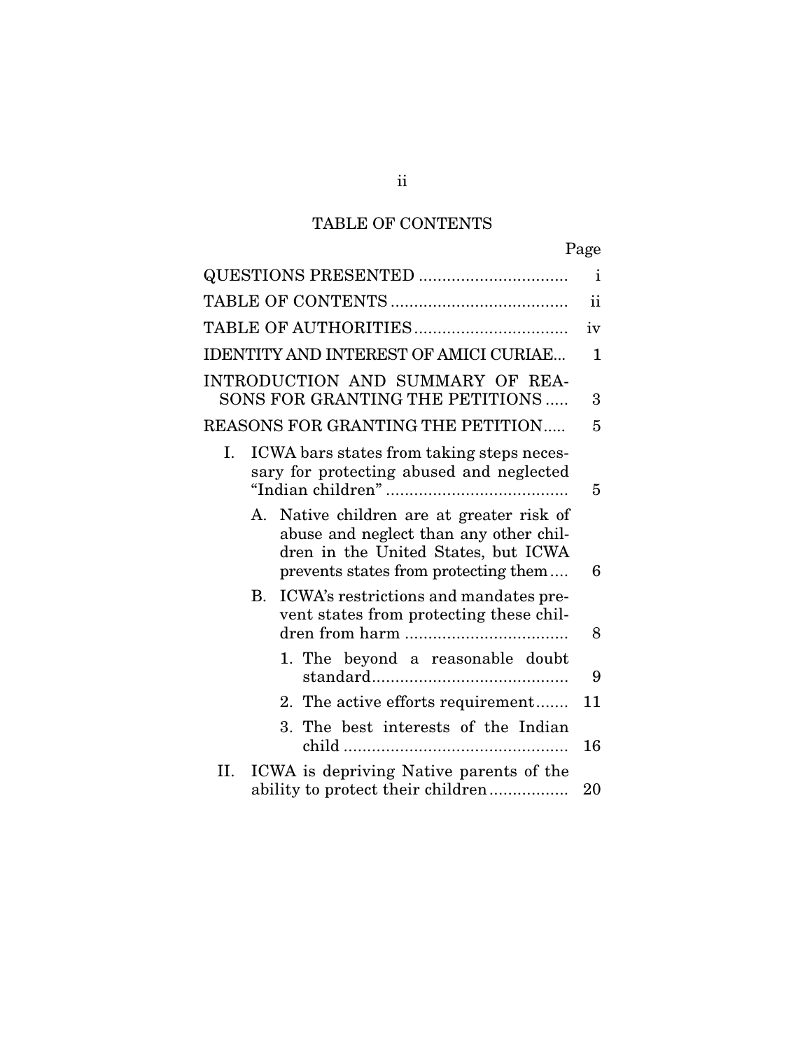# TABLE OF CONTENTS

| | Page |
|---|---|
| QUESTIONS PRESENTED | i |
| TABLE OF CONTENTS | ii |
| TABLE OF AUTHORITIES | iv |
| IDENTITY AND INTEREST OF AMICI CURIAE | 1 |
| INTRODUCTION AND SUMMARY OF REASONS FOR GRANTING THE PETITIONS | 3 |
| REASONS FOR GRANTING THE PETITION | 5 |
| I. ICWA bars states from taking steps necessary for protecting abused and neglected "Indian children" | 5 |
| A. Native children are at greater risk of abuse and neglect than any other children in the United States, but ICWA prevents states from protecting them | 6 |
| B. ICWA's restrictions and mandates prevent states from protecting these children from harm | 8 |
| 1. The beyond a reasonable doubt standard | 9 |
| 2. The active efforts requirement | 11 |
| 3. The best interests of the Indian child | 16 |
| II. ICWA is depriving Native parents of the ability to protect their children | 20 |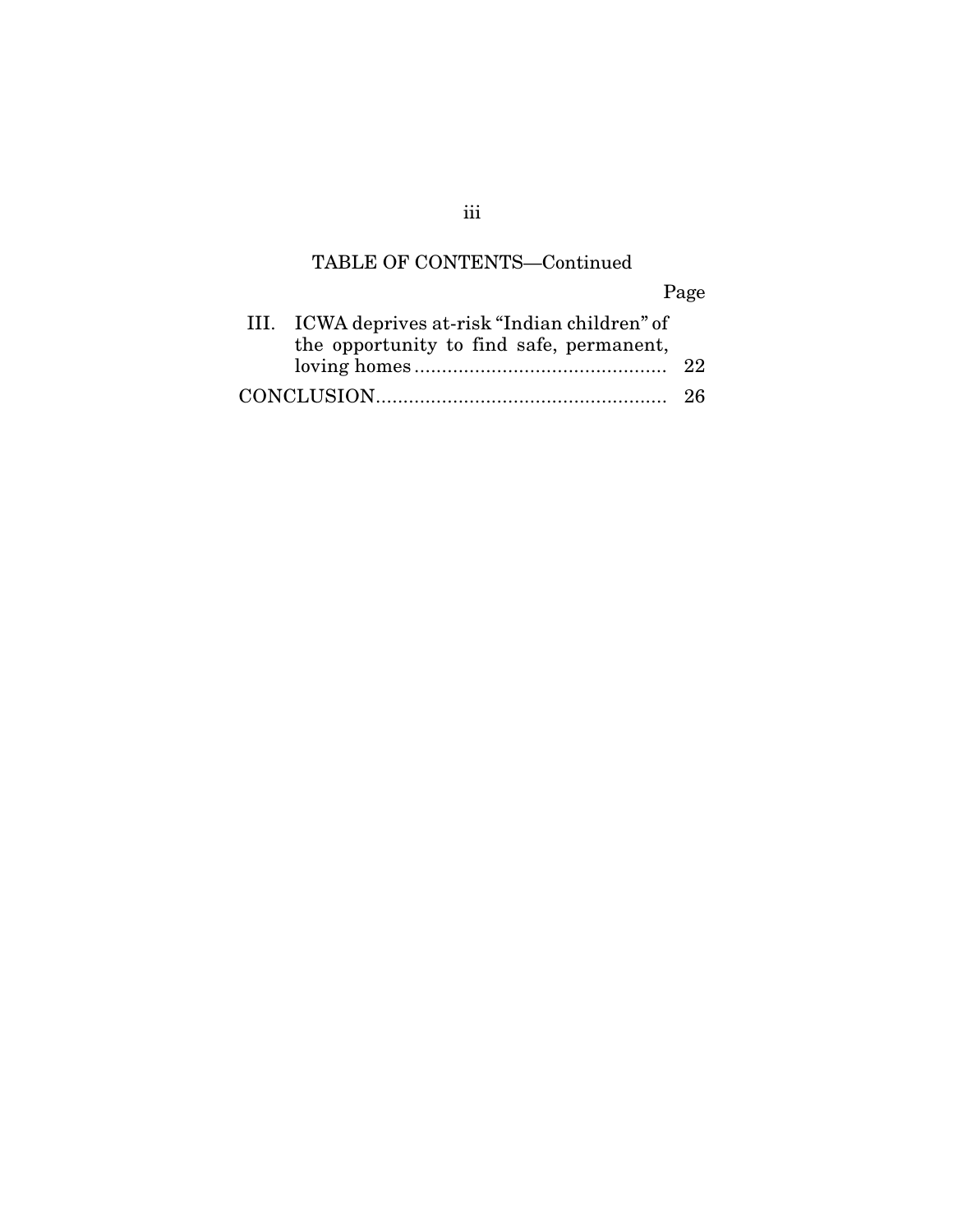## TABLE OF CONTENTS—Continued

| | Page |
|---|---|
| III. ICWA deprives at-risk "Indian children" of the opportunity to find safe, permanent, loving homes | 22 |
| CONCLUSION | 26 |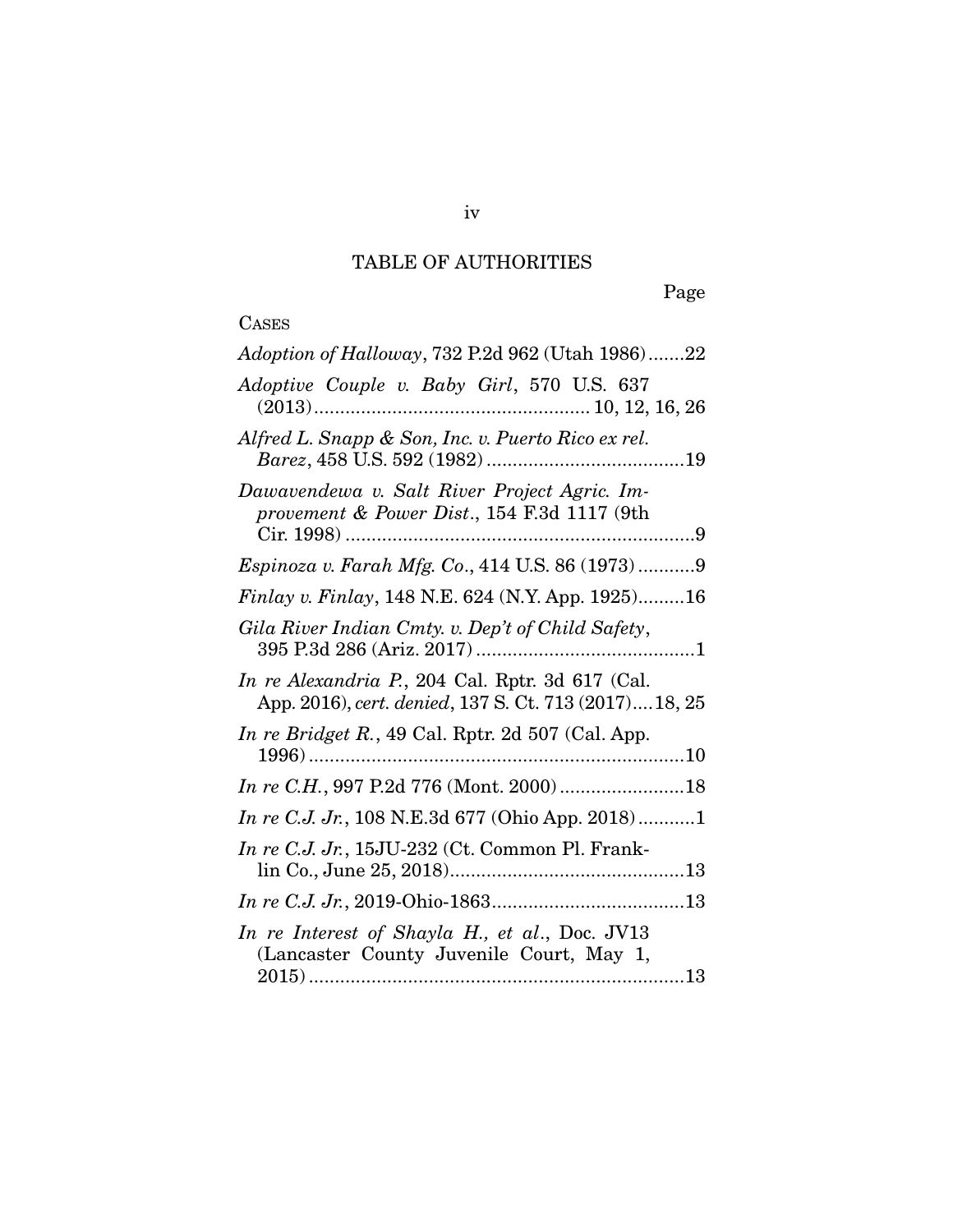## TABLE OF AUTHORITIES

Page

CASES

*Adoption of Halloway*, 732 P.2d 962 (Utah 1986).......22

*Adoptive Couple v. Baby Girl*, 570 U.S. 637 (2013)..................................................... 10, 12, 16, 26

*Alfred L. Snapp & Son, Inc. v. Puerto Rico ex rel. Barez*, 458 U.S. 592 (1982)......................................19

*Dawavendewa v. Salt River Project Agric. Improvement & Power Dist.*, 154 F.3d 1117 (9th Cir. 1998)...................................................................9

*Espinoza v. Farah Mfg. Co.*, 414 U.S. 86 (1973)...........9

*Finlay v. Finlay*, 148 N.E. 624 (N.Y. App. 1925).........16

*Gila River Indian Cmty. v. Dep't of Child Safety*, 395 P.3d 286 (Ariz. 2017)..........................................1

*In re Alexandria P.*, 204 Cal. Rptr. 3d 617 (Cal. App. 2016), *cert. denied*, 137 S. Ct. 713 (2017)....18, 25

*In re Bridget R.*, 49 Cal. Rptr. 2d 507 (Cal. App. 1996)........................................................................10

*In re C.H.*, 997 P.2d 776 (Mont. 2000)........................18

*In re C.J. Jr.*, 108 N.E.3d 677 (Ohio App. 2018)...........1

*In re C.J. Jr.*, 15JU-232 (Ct. Common Pl. Franklin Co., June 25, 2018).............................................13

*In re C.J. Jr.*, 2019-Ohio-1863.....................................13

*In re Interest of Shayla H., et al.*, Doc. JV13 (Lancaster County Juvenile Court, May 1, 2015).......................................................................13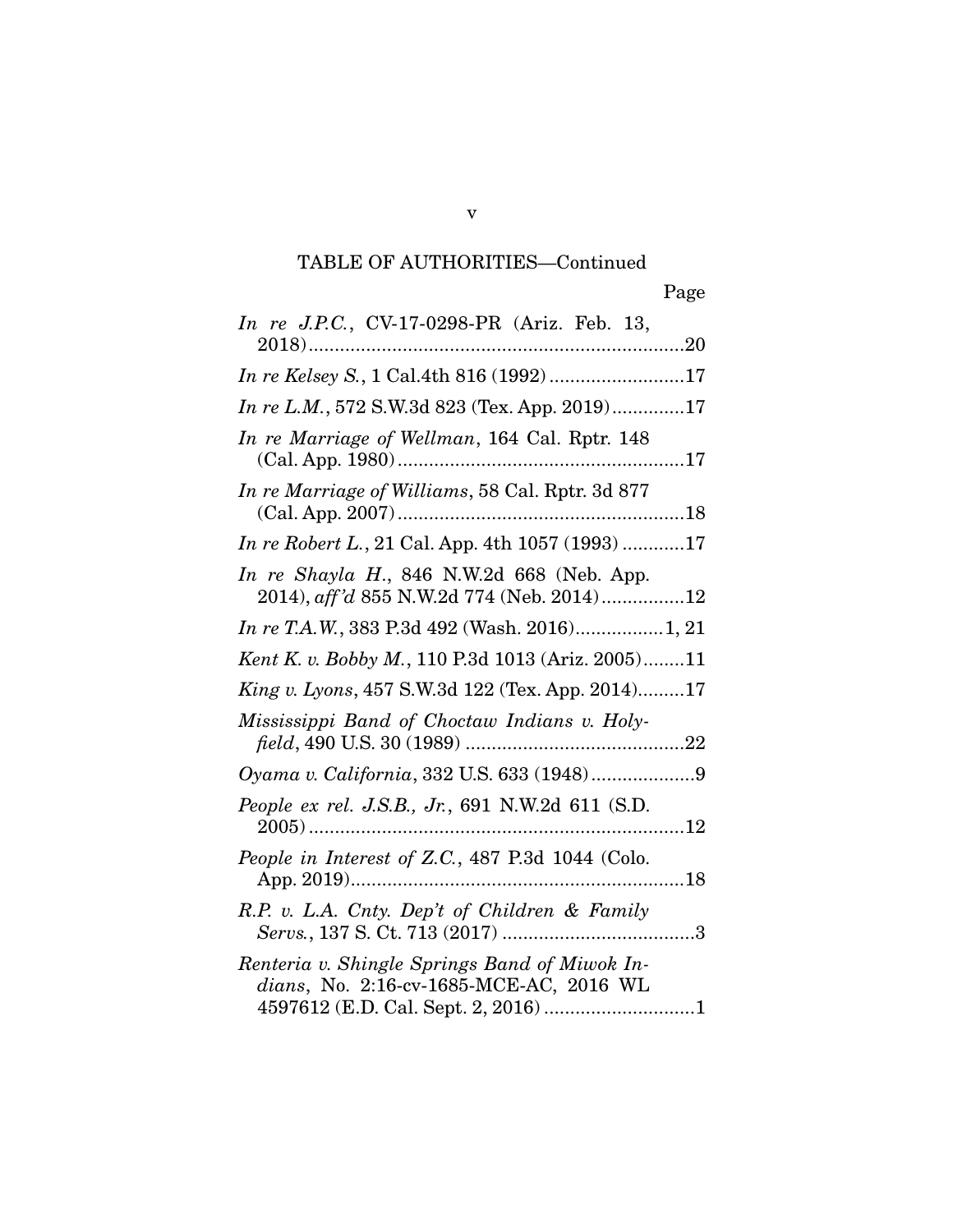TABLE OF AUTHORITIES—Continued

Page

*In re J.P.C.*, CV-17-0298-PR (Ariz. Feb. 13, 2018)........................................................................20

*In re Kelsey S.*, 1 Cal.4th 816 (1992)..........................17

*In re L.M.*, 572 S.W.3d 823 (Tex. App. 2019).............17

*In re Marriage of Wellman*, 164 Cal. Rptr. 148 (Cal. App. 1980).......................................................17

*In re Marriage of Williams*, 58 Cal. Rptr. 3d 877 (Cal. App. 2007).......................................................18

*In re Robert L.*, 21 Cal. App. 4th 1057 (1993)............17

*In re Shayla H.*, 846 N.W.2d 668 (Neb. App. 2014), *aff'd* 855 N.W.2d 774 (Neb. 2014)................12

*In re T.A.W.*, 383 P.3d 492 (Wash. 2016).................1, 21

*Kent K. v. Bobby M.*, 110 P.3d 1013 (Ariz. 2005)........11

*King v. Lyons*, 457 S.W.3d 122 (Tex. App. 2014).........17

*Mississippi Band of Choctaw Indians v. Holyfield*, 490 U.S. 30 (1989)..........................................22

*Oyama v. California*, 332 U.S. 633 (1948)....................9

*People ex rel. J.S.B., Jr.*, 691 N.W.2d 611 (S.D. 2005)........................................................................12

*People in Interest of Z.C.*, 487 P.3d 1044 (Colo. App. 2019)................................................................18

*R.P. v. L.A. Cnty. Dep't of Children & Family Servs.*, 137 S. Ct. 713 (2017).....................................3

*Renteria v. Shingle Springs Band of Miwok Indians*, No. 2:16-cv-1685-MCE-AC, 2016 WL 4597612 (E.D. Cal. Sept. 2, 2016).............................1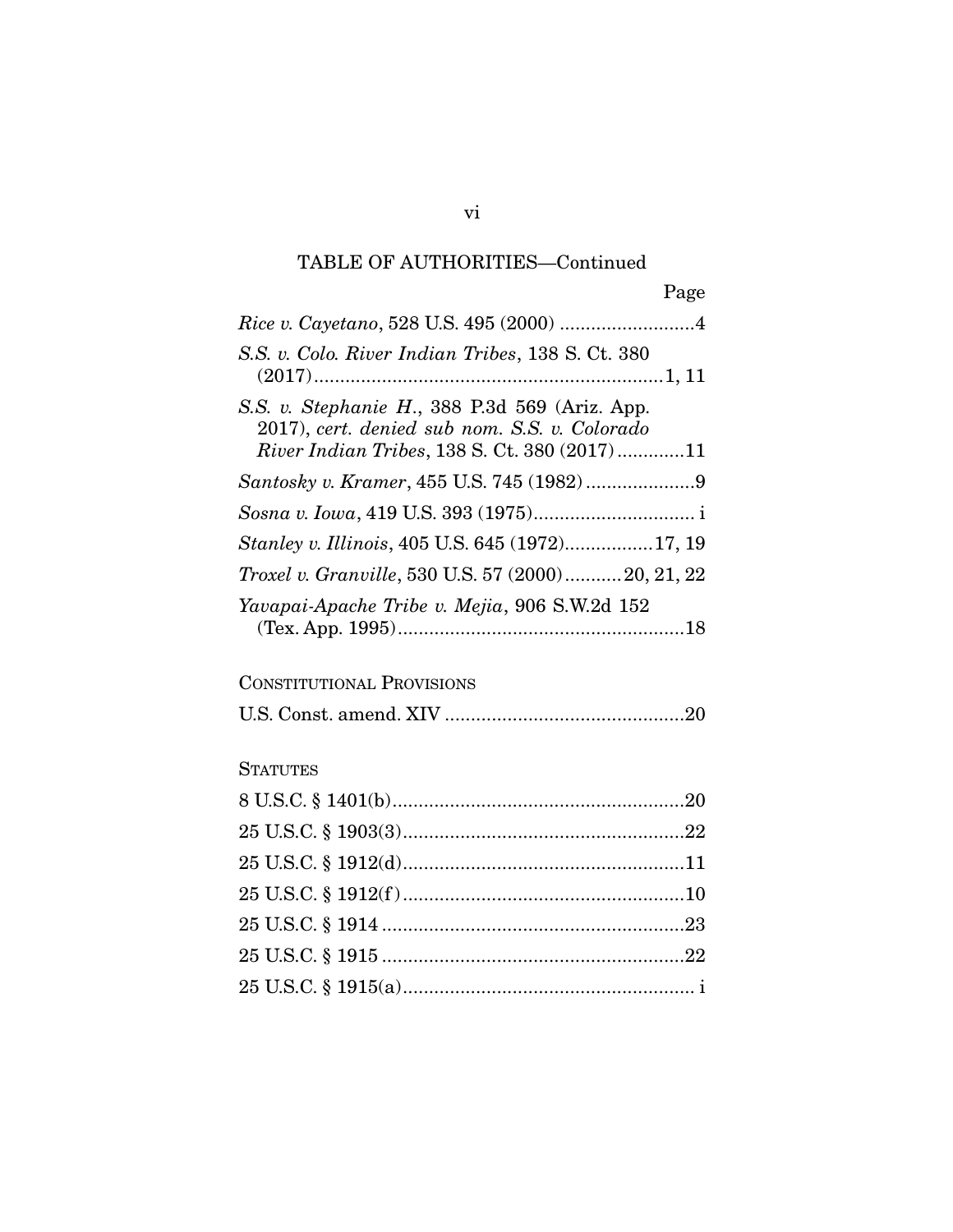TABLE OF AUTHORITIES—Continued

Page

*Rice v. Cayetano*, 528 U.S. 495 (2000) ..........................4

*S.S. v. Colo. River Indian Tribes*, 138 S. Ct. 380 (2017)..................................................................1, 11

*S.S. v. Stephanie H.*, 388 P.3d 569 (Ariz. App. 2017), *cert. denied sub nom. S.S. v. Colorado River Indian Tribes*, 138 S. Ct. 380 (2017).............11

*Santosky v. Kramer*, 455 U.S. 745 (1982).....................9

*Sosna v. Iowa*, 419 U.S. 393 (1975)............................... i

*Stanley v. Illinois*, 405 U.S. 645 (1972).................17, 19

*Troxel v. Granville*, 530 U.S. 57 (2000)...........20, 21, 22

*Yavapai-Apache Tribe v. Mejia*, 906 S.W.2d 152 (Tex. App. 1995).......................................................18

CONSTITUTIONAL PROVISIONS

U.S. Const. amend. XIV ..............................................20

STATUTES

8 U.S.C. § 1401(b)........................................................20

25 U.S.C. § 1903(3)......................................................22

25 U.S.C. § 1912(d)......................................................11

25 U.S.C. § 1912(f)......................................................10

25 U.S.C. § 1914 ..........................................................23

25 U.S.C. § 1915 ..........................................................22

25 U.S.C. § 1915(a)....................................................... i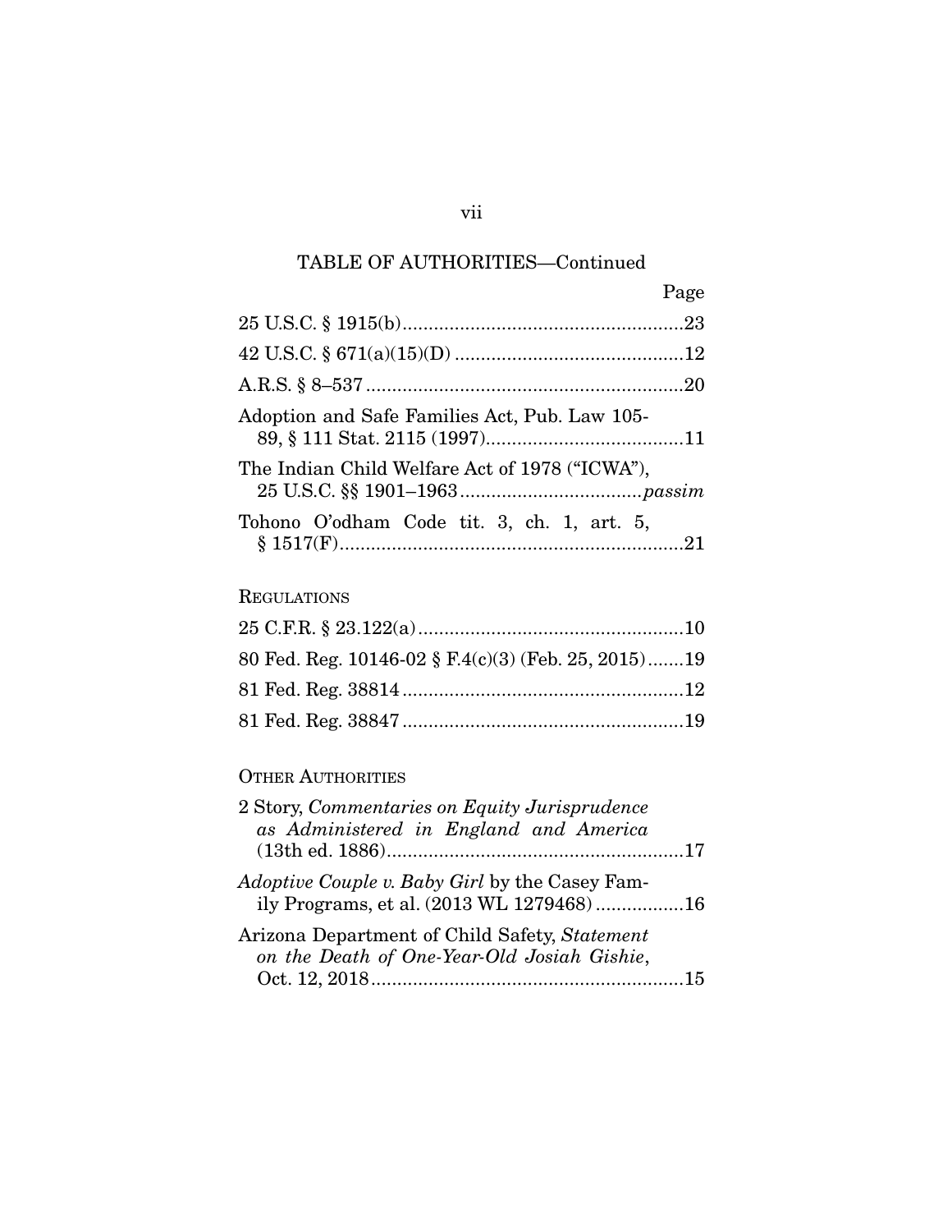TABLE OF AUTHORITIES—Continued

| | Page |
|---|---|
| 25 U.S.C. § 1915(b) | 23 |
| 42 U.S.C. § 671(a)(15)(D) | 12 |
| A.R.S. § 8–537 | 20 |
| Adoption and Safe Families Act, Pub. Law 105-89, § 111 Stat. 2115 (1997) | 11 |
| The Indian Child Welfare Act of 1978 ("ICWA"), 25 U.S.C. §§ 1901–1963 | *passim* |
| Tohono O'odham Code tit. 3, ch. 1, art. 5, § 1517(F) | 21 |

REGULATIONS

| | |
|---|---|
| 25 C.F.R. § 23.122(a) | 10 |
| 80 Fed. Reg. 10146-02 § F.4(c)(3) (Feb. 25, 2015) | 19 |
| 81 Fed. Reg. 38814 | 12 |
| 81 Fed. Reg. 38847 | 19 |

OTHER AUTHORITIES

| | |
|---|---|
| 2 Story, *Commentaries on Equity Jurisprudence as Administered in England and America* (13th ed. 1886) | 17 |
| *Adoptive Couple v. Baby Girl* by the Casey Family Programs, et al. (2013 WL 1279468) | 16 |
| Arizona Department of Child Safety, *Statement on the Death of One-Year-Old Josiah Gishie*, Oct. 12, 2018 | 15 |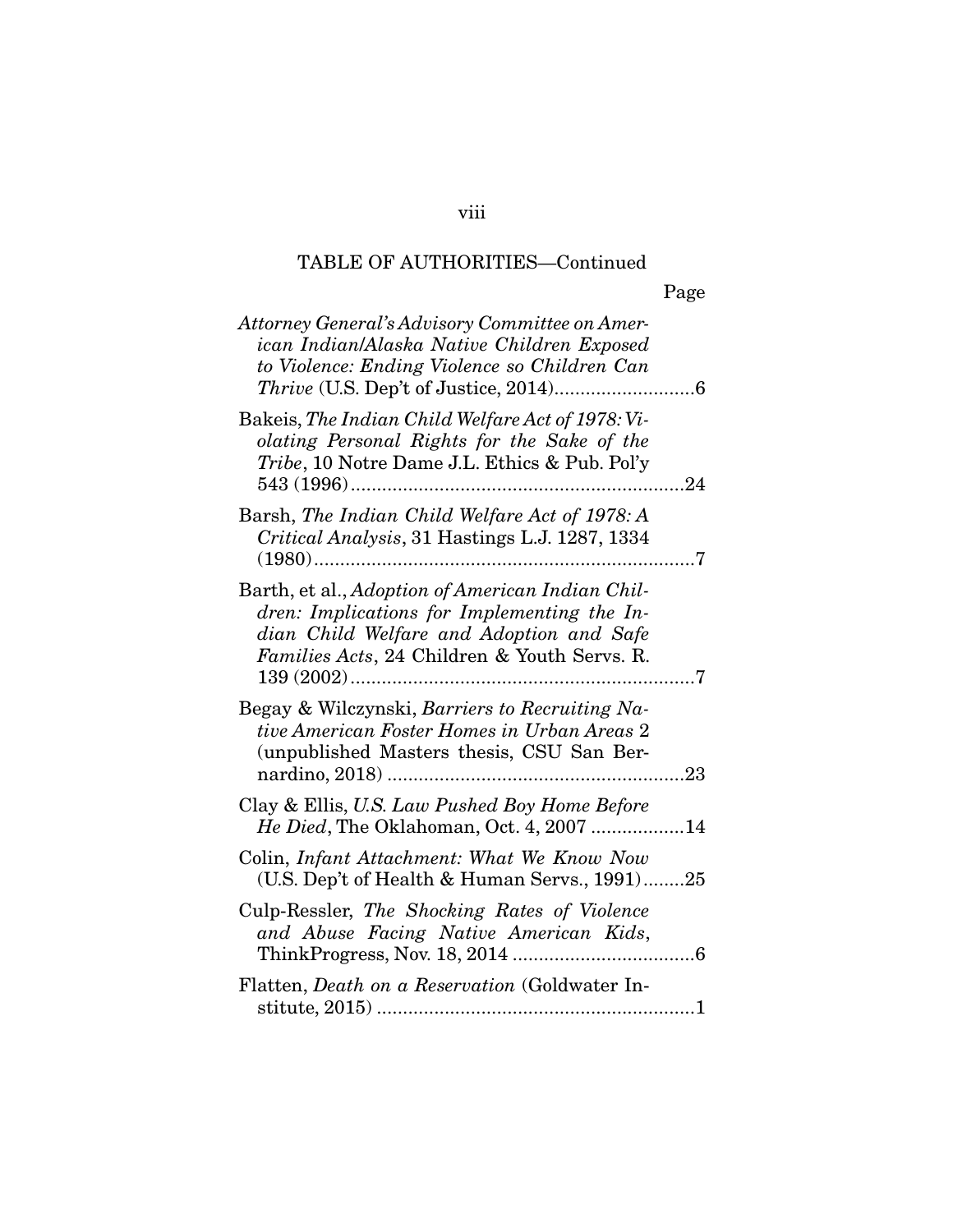TABLE OF AUTHORITIES—Continued

Page

*Attorney General's Advisory Committee on American Indian/Alaska Native Children Exposed to Violence: Ending Violence so Children Can Thrive* (U.S. Dep't of Justice, 2014)..........................6

Bakeis, *The Indian Child Welfare Act of 1978: Violating Personal Rights for the Sake of the Tribe*, 10 Notre Dame J.L. Ethics & Pub. Pol'y 543 (1996)................................................................24

Barsh, *The Indian Child Welfare Act of 1978: A Critical Analysis*, 31 Hastings L.J. 1287, 1334 (1980)..........................................................................7

Barth, et al., *Adoption of American Indian Children: Implications for Implementing the Indian Child Welfare and Adoption and Safe Families Acts*, 24 Children & Youth Servs. R. 139 (2002)..................................................................7

Begay & Wilczynski, *Barriers to Recruiting Native American Foster Homes in Urban Areas* 2 (unpublished Masters thesis, CSU San Bernardino, 2018) .........................................................23

Clay & Ellis, *U.S. Law Pushed Boy Home Before He Died*, The Oklahoman, Oct. 4, 2007 ..................14

Colin, *Infant Attachment: What We Know Now* (U.S. Dep't of Health & Human Servs., 1991)........25

Culp-Ressler, *The Shocking Rates of Violence and Abuse Facing Native American Kids*, ThinkProgress, Nov. 18, 2014 ...................................6

Flatten, *Death on a Reservation* (Goldwater Institute, 2015) .............................................................1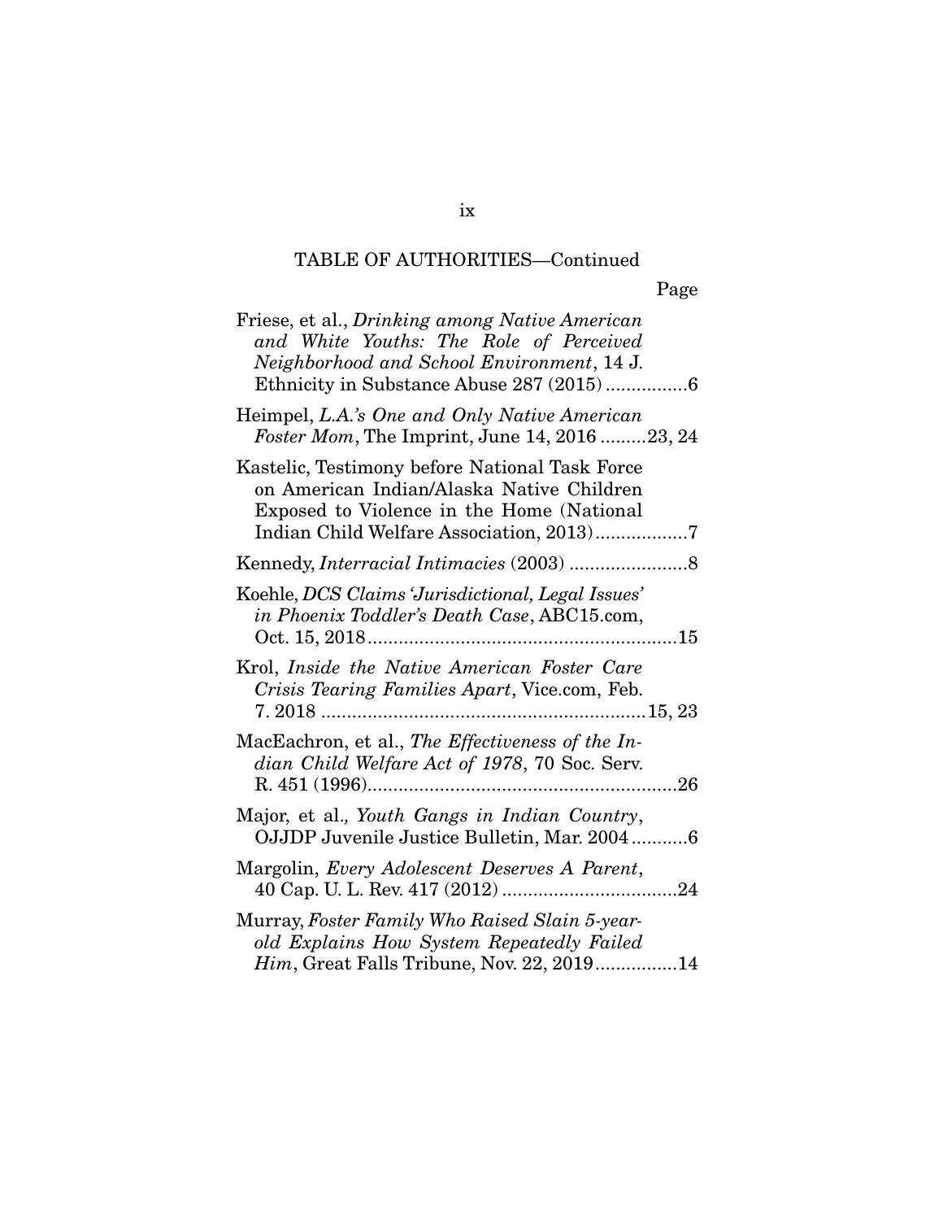TABLE OF AUTHORITIES—Continued

Page

Friese, et al., *Drinking among Native American and White Youths: The Role of Perceived Neighborhood and School Environment*, 14 J. Ethnicity in Substance Abuse 287 (2015) ................6

Heimpel, *L.A.'s One and Only Native American Foster Mom*, The Imprint, June 14, 2016 .........23, 24

Kastelic, Testimony before National Task Force on American Indian/Alaska Native Children Exposed to Violence in the Home (National Indian Child Welfare Association, 2013)..................7

Kennedy, *Interracial Intimacies* (2003) .......................8

Koehle, *DCS Claims 'Jurisdictional, Legal Issues' in Phoenix Toddler's Death Case*, ABC15.com, Oct. 15, 2018............................................................15

Krol, *Inside the Native American Foster Care Crisis Tearing Families Apart*, Vice.com, Feb. 7. 2018 ...............................................................15, 23

MacEachron, et al., *The Effectiveness of the Indian Child Welfare Act of 1978*, 70 Soc. Serv. R. 451 (1996)............................................................26

Major, et al., *Youth Gangs in Indian Country*, OJJDP Juvenile Justice Bulletin, Mar. 2004...........6

Margolin, *Every Adolescent Deserves A Parent*, 40 Cap. U. L. Rev. 417 (2012) ..................................24

Murray, *Foster Family Who Raised Slain 5-year-old Explains How System Repeatedly Failed Him*, Great Falls Tribune, Nov. 22, 2019................14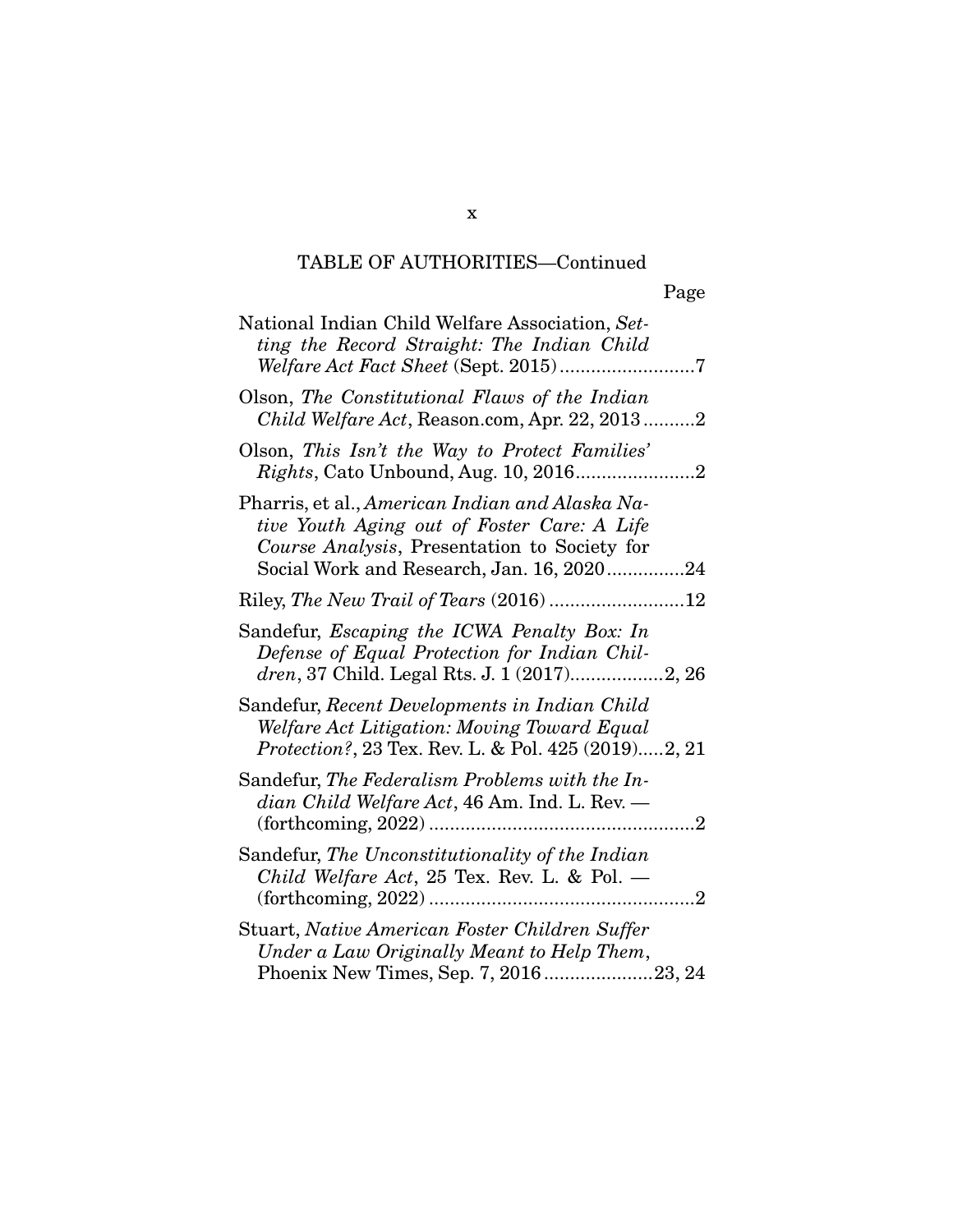TABLE OF AUTHORITIES—Continued

Page

National Indian Child Welfare Association, *Setting the Record Straight: The Indian Child Welfare Act Fact Sheet* (Sept. 2015) ..........................7

Olson, *The Constitutional Flaws of the Indian Child Welfare Act*, Reason.com, Apr. 22, 2013 ..........2

Olson, *This Isn't the Way to Protect Families' Rights*, Cato Unbound, Aug. 10, 2016.......................2

Pharris, et al., *American Indian and Alaska Native Youth Aging out of Foster Care: A Life Course Analysis*, Presentation to Society for Social Work and Research, Jan. 16, 2020...............24

Riley, *The New Trail of Tears* (2016) ..........................12

Sandefur, *Escaping the ICWA Penalty Box: In Defense of Equal Protection for Indian Children*, 37 Child. Legal Rts. J. 1 (2017)..................2, 26

Sandefur, *Recent Developments in Indian Child Welfare Act Litigation: Moving Toward Equal Protection?*, 23 Tex. Rev. L. & Pol. 425 (2019).....2, 21

Sandefur, *The Federalism Problems with the Indian Child Welfare Act*, 46 Am. Ind. L. Rev. — (forthcoming, 2022) ...................................................2

Sandefur, *The Unconstitutionality of the Indian Child Welfare Act*, 25 Tex. Rev. L. & Pol. — (forthcoming, 2022) ...................................................2

Stuart, *Native American Foster Children Suffer Under a Law Originally Meant to Help Them*, Phoenix New Times, Sep. 7, 2016 .....................23, 24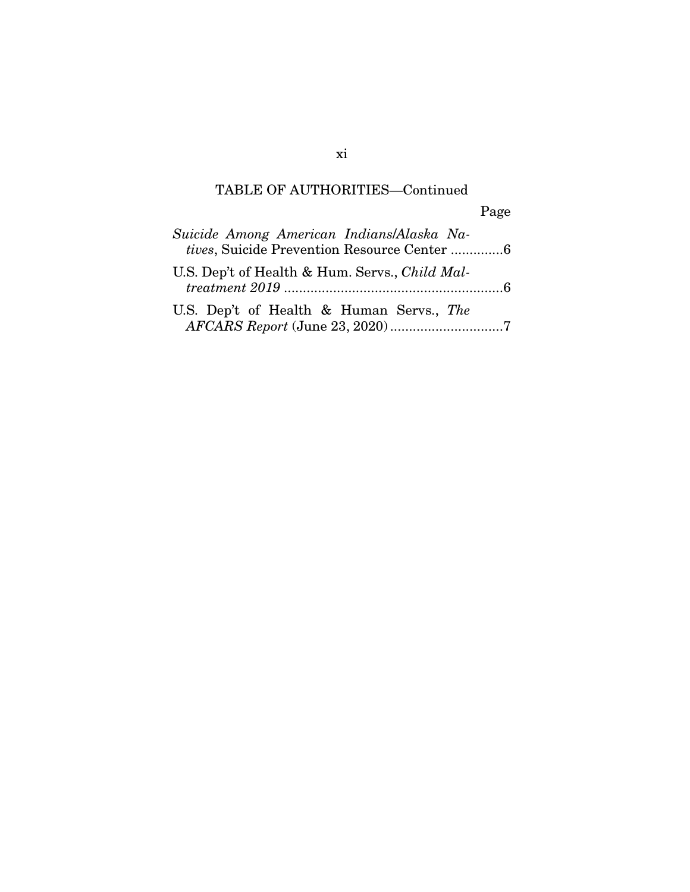TABLE OF AUTHORITIES—Continued

Page

*Suicide Among American Indians/Alaska Natives*, Suicide Prevention Resource Center .............6

U.S. Dep't of Health & Hum. Servs., *Child Maltreatment 2019* ..........................................................6

U.S. Dep't of Health & Human Servs., *The AFCARS Report* (June 23, 2020) ..............................7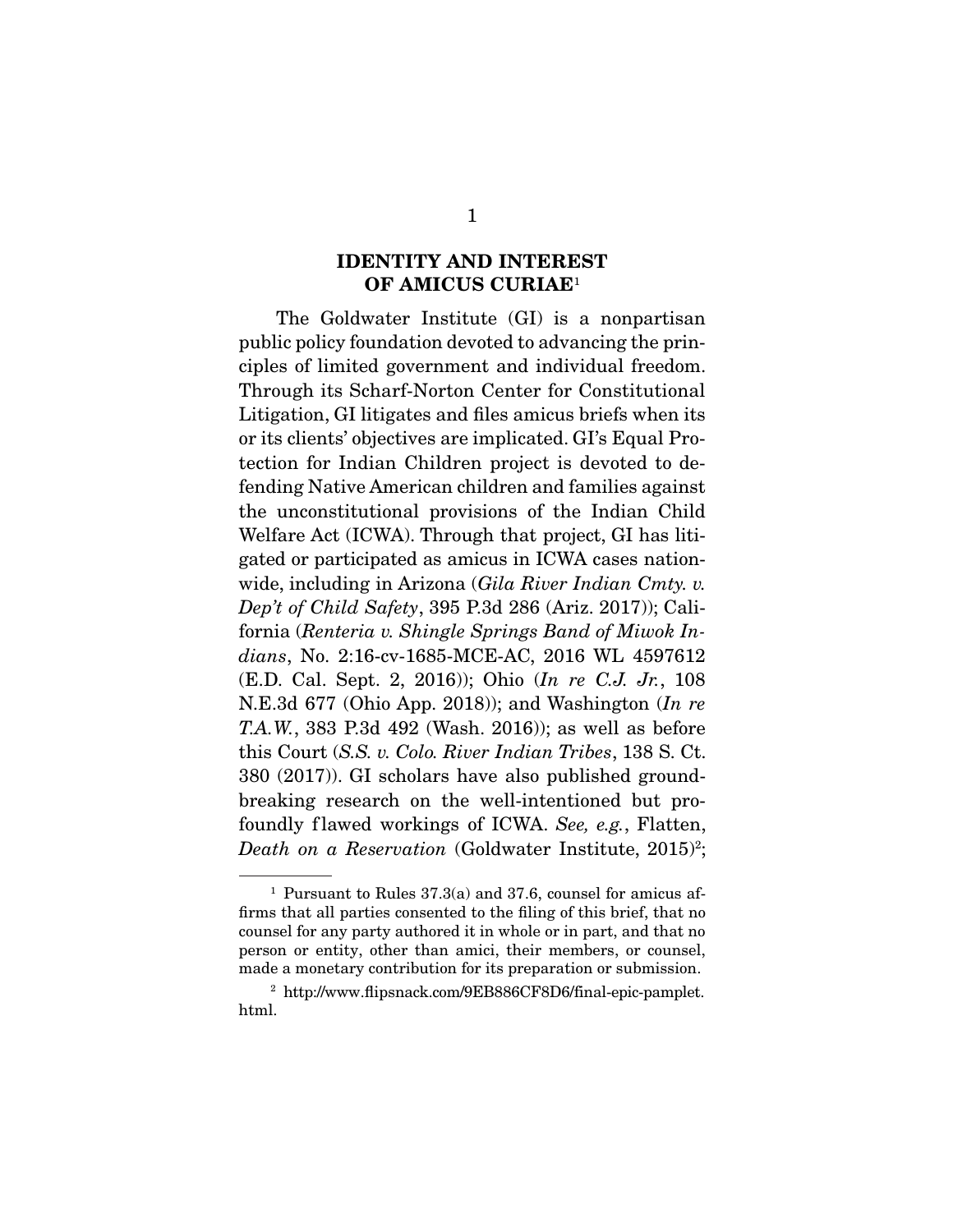## IDENTITY AND INTEREST OF AMICUS CURIAE[1]

The Goldwater Institute (GI) is a nonpartisan public policy foundation devoted to advancing the principles of limited government and individual freedom. Through its Scharf-Norton Center for Constitutional Litigation, GI litigates and files amicus briefs when its or its clients' objectives are implicated. GI's Equal Protection for Indian Children project is devoted to defending Native American children and families against the unconstitutional provisions of the Indian Child Welfare Act (ICWA). Through that project, GI has litigated or participated as amicus in ICWA cases nationwide, including in Arizona (*Gila River Indian Cmty. v. Dep't of Child Safety*, 395 P.3d 286 (Ariz. 2017)); California (*Renteria v. Shingle Springs Band of Miwok Indians*, No. 2:16-cv-1685-MCE-AC, 2016 WL 4597612 (E.D. Cal. Sept. 2, 2016)); Ohio (*In re C.J. Jr.*, 108 N.E.3d 677 (Ohio App. 2018)); and Washington (*In re T.A.W.*, 383 P.3d 492 (Wash. 2016)); as well as before this Court (*S.S. v. Colo. River Indian Tribes*, 138 S. Ct. 380 (2017)). GI scholars have also published groundbreaking research on the well-intentioned but profoundly flawed workings of ICWA. *See, e.g.*, Flatten, *Death on a Reservation* (Goldwater Institute, 2015)[2];

---

[1] Pursuant to Rules 37.3(a) and 37.6, counsel for amicus affirms that all parties consented to the filing of this brief, that no counsel for any party authored it in whole or in part, and that no person or entity, other than amici, their members, or counsel, made a monetary contribution for its preparation or submission.

[2] http://www.flipsnack.com/9EB886CF8D6/final-epic-pamplet.html.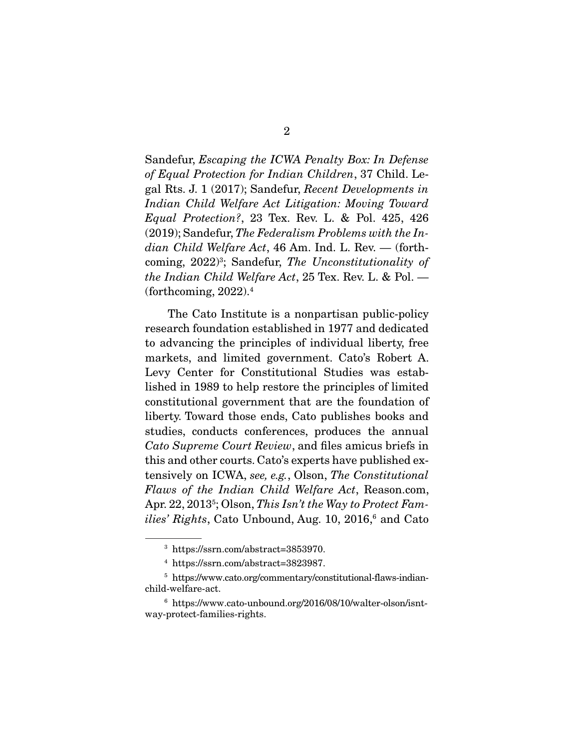Sandefur, *Escaping the ICWA Penalty Box: In Defense of Equal Protection for Indian Children*, 37 Child. Legal Rts. J. 1 (2017); Sandefur, *Recent Developments in Indian Child Welfare Act Litigation: Moving Toward Equal Protection?*, 23 Tex. Rev. L. & Pol. 425, 426 (2019); Sandefur, *The Federalism Problems with the Indian Child Welfare Act*, 46 Am. Ind. L. Rev. — (forthcoming, 2022)[3]; Sandefur, *The Unconstitutionality of the Indian Child Welfare Act*, 25 Tex. Rev. L. & Pol. — (forthcoming, 2022).[4]

The Cato Institute is a nonpartisan public-policy research foundation established in 1977 and dedicated to advancing the principles of individual liberty, free markets, and limited government. Cato's Robert A. Levy Center for Constitutional Studies was established in 1989 to help restore the principles of limited constitutional government that are the foundation of liberty. Toward those ends, Cato publishes books and studies, conducts conferences, produces the annual *Cato Supreme Court Review*, and files amicus briefs in this and other courts. Cato's experts have published extensively on ICWA, *see, e.g.*, Olson, *The Constitutional Flaws of the Indian Child Welfare Act*, Reason.com, Apr. 22, 2013[5]; Olson, *This Isn't the Way to Protect Families' Rights*, Cato Unbound, Aug. 10, 2016,[6] and Cato

---

[3] https://ssrn.com/abstract=3853970.

[4] https://ssrn.com/abstract=3823987.

[5] https://www.cato.org/commentary/constitutional-flaws-indian-child-welfare-act.

[6] https://www.cato-unbound.org/2016/08/10/walter-olson/isnt-way-protect-families-rights.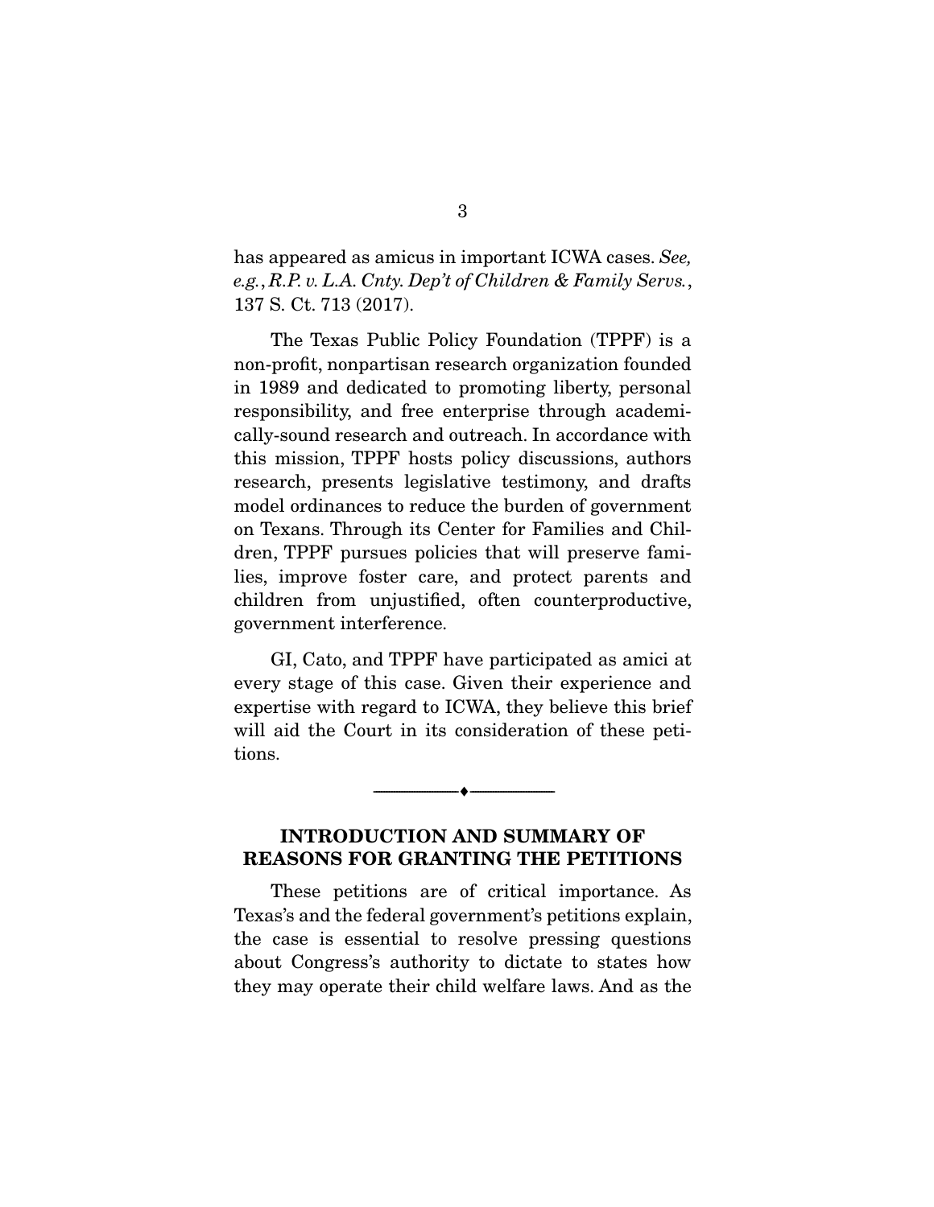has appeared as amicus in important ICWA cases. *See, e.g.*, *R.P. v. L.A. Cnty. Dep't of Children & Family Servs.*, 137 S. Ct. 713 (2017).

The Texas Public Policy Foundation (TPPF) is a non-profit, nonpartisan research organization founded in 1989 and dedicated to promoting liberty, personal responsibility, and free enterprise through academically-sound research and outreach. In accordance with this mission, TPPF hosts policy discussions, authors research, presents legislative testimony, and drafts model ordinances to reduce the burden of government on Texans. Through its Center for Families and Children, TPPF pursues policies that will preserve families, improve foster care, and protect parents and children from unjustified, often counterproductive, government interference.

GI, Cato, and TPPF have participated as amici at every stage of this case. Given their experience and expertise with regard to ICWA, they believe this brief will aid the Court in its consideration of these petitions.

---

## INTRODUCTION AND SUMMARY OF REASONS FOR GRANTING THE PETITIONS

These petitions are of critical importance. As Texas's and the federal government's petitions explain, the case is essential to resolve pressing questions about Congress's authority to dictate to states how they may operate their child welfare laws. And as the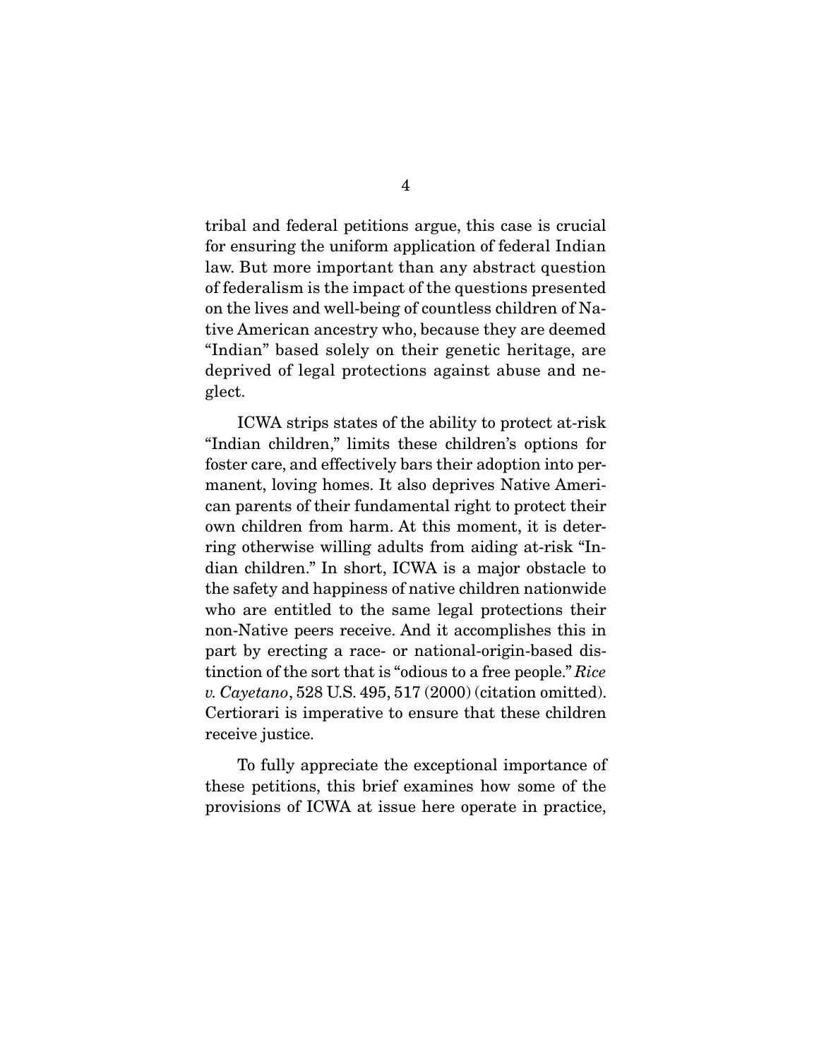tribal and federal petitions argue, this case is crucial for ensuring the uniform application of federal Indian law. But more important than any abstract question of federalism is the impact of the questions presented on the lives and well-being of countless children of Native American ancestry who, because they are deemed "Indian" based solely on their genetic heritage, are deprived of legal protections against abuse and neglect.

ICWA strips states of the ability to protect at-risk "Indian children," limits these children's options for foster care, and effectively bars their adoption into permanent, loving homes. It also deprives Native American parents of their fundamental right to protect their own children from harm. At this moment, it is deterring otherwise willing adults from aiding at-risk "Indian children." In short, ICWA is a major obstacle to the safety and happiness of native children nationwide who are entitled to the same legal protections their non-Native peers receive. And it accomplishes this in part by erecting a race- or national-origin-based distinction of the sort that is "odious to a free people." *Rice v. Cayetano*, 528 U.S. 495, 517 (2000) (citation omitted). Certiorari is imperative to ensure that these children receive justice.

To fully appreciate the exceptional importance of these petitions, this brief examines how some of the provisions of ICWA at issue here operate in practice,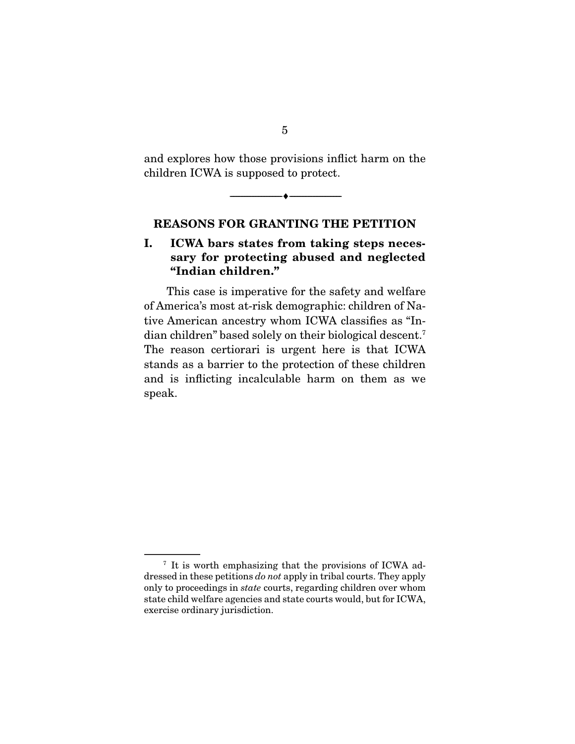and explores how those provisions inflict harm on the children ICWA is supposed to protect.

---

## REASONS FOR GRANTING THE PETITION

### I. ICWA bars states from taking steps necessary for protecting abused and neglected "Indian children."

This case is imperative for the safety and welfare of America's most at-risk demographic: children of Native American ancestry whom ICWA classifies as "Indian children" based solely on their biological descent.[7] The reason certiorari is urgent here is that ICWA stands as a barrier to the protection of these children and is inflicting incalculable harm on them as we speak.

---

[7] It is worth emphasizing that the provisions of ICWA addressed in these petitions *do not* apply in tribal courts. They apply only to proceedings in *state* courts, regarding children over whom state child welfare agencies and state courts would, but for ICWA, exercise ordinary jurisdiction.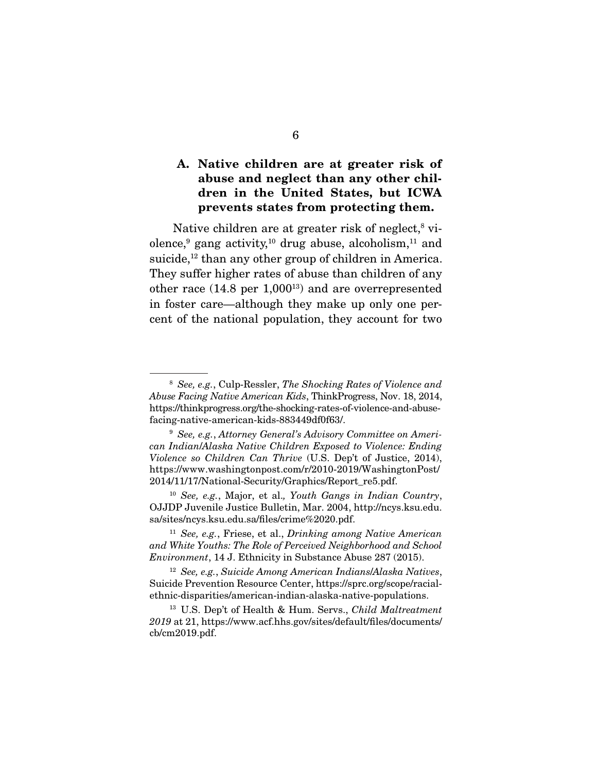### A. Native children are at greater risk of abuse and neglect than any other children in the United States, but ICWA prevents states from protecting them.

Native children are at greater risk of neglect,[8] violence,[9] gang activity,[10] drug abuse, alcoholism,[11] and suicide,[12] than any other group of children in America. They suffer higher rates of abuse than children of any other race (14.8 per 1,000[13]) and are overrepresented in foster care—although they make up only one percent of the national population, they account for two

---

[8] *See, e.g.*, Culp-Ressler, *The Shocking Rates of Violence and Abuse Facing Native American Kids*, ThinkProgress, Nov. 18, 2014, https://thinkprogress.org/the-shocking-rates-of-violence-and-abuse-facing-native-american-kids-883449df0f63/.

[9] *See, e.g.*, *Attorney General's Advisory Committee on American Indian/Alaska Native Children Exposed to Violence: Ending Violence so Children Can Thrive* (U.S. Dep't of Justice, 2014), https://www.washingtonpost.com/r/2010-2019/WashingtonPost/2014/11/17/National-Security/Graphics/Report_re5.pdf.

[10] *See, e.g.*, Major, et al., *Youth Gangs in Indian Country*, OJJDP Juvenile Justice Bulletin, Mar. 2004, http://ncys.ksu.edu.sa/sites/ncys.ksu.edu.sa/files/crime%2020.pdf.

[11] *See, e.g.*, Friese, et al., *Drinking among Native American and White Youths: The Role of Perceived Neighborhood and School Environment*, 14 J. Ethnicity in Substance Abuse 287 (2015).

[12] *See, e.g.*, *Suicide Among American Indians/Alaska Natives*, Suicide Prevention Resource Center, https://sprc.org/scope/racial-ethnic-disparities/american-indian-alaska-native-populations.

[13] U.S. Dep't of Health & Hum. Servs., *Child Maltreatment 2019* at 21, https://www.acf.hhs.gov/sites/default/files/documents/cb/cm2019.pdf.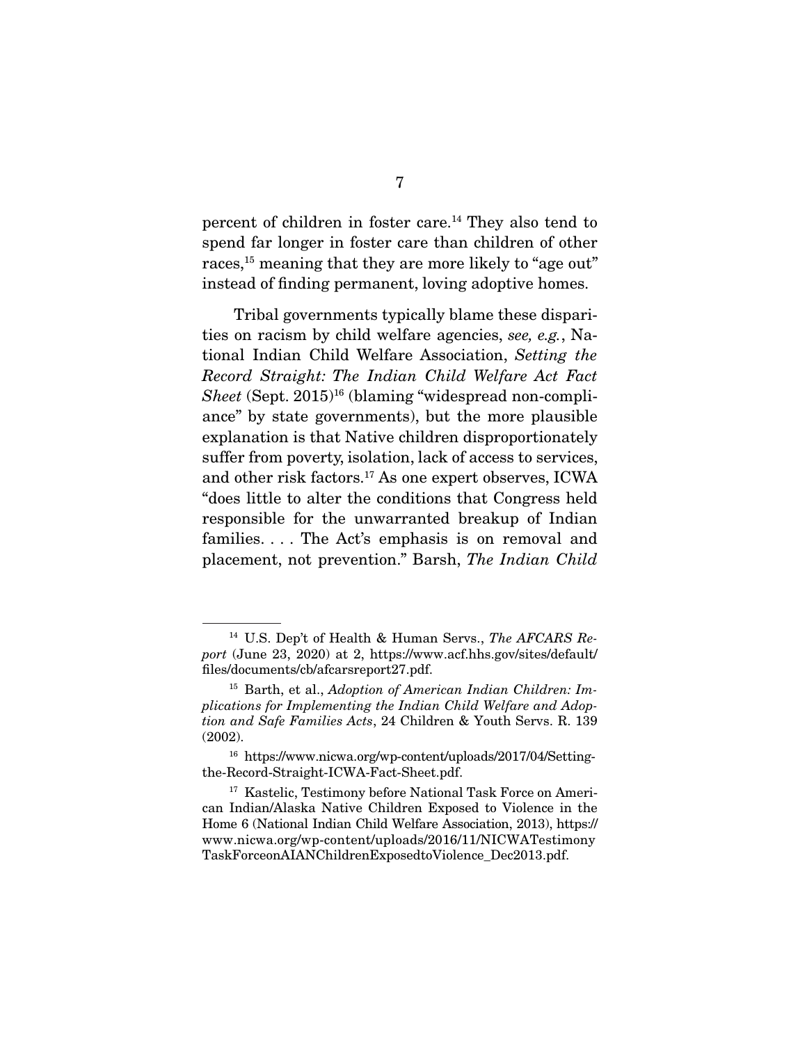percent of children in foster care.[14] They also tend to spend far longer in foster care than children of other races,[15] meaning that they are more likely to "age out" instead of finding permanent, loving adoptive homes.

Tribal governments typically blame these disparities on racism by child welfare agencies, *see, e.g.*, National Indian Child Welfare Association, *Setting the Record Straight: The Indian Child Welfare Act Fact Sheet* (Sept. 2015)[16] (blaming "widespread non-compliance" by state governments), but the more plausible explanation is that Native children disproportionately suffer from poverty, isolation, lack of access to services, and other risk factors.[17] As one expert observes, ICWA "does little to alter the conditions that Congress held responsible for the unwarranted breakup of Indian families. . . . The Act's emphasis is on removal and placement, not prevention." Barsh, *The Indian Child*

---

[14] U.S. Dep't of Health & Human Servs., *The AFCARS Report* (June 23, 2020) at 2, https://www.acf.hhs.gov/sites/default/files/documents/cb/afcarsreport27.pdf.

[15] Barth, et al., *Adoption of American Indian Children: Implications for Implementing the Indian Child Welfare and Adoption and Safe Families Acts*, 24 Children & Youth Servs. R. 139 (2002).

[16] https://www.nicwa.org/wp-content/uploads/2017/04/Setting-the-Record-Straight-ICWA-Fact-Sheet.pdf.

[17] Kastelic, Testimony before National Task Force on American Indian/Alaska Native Children Exposed to Violence in the Home 6 (National Indian Child Welfare Association, 2013), https://www.nicwa.org/wp-content/uploads/2016/11/NICWATestimonyTaskForceonAIANChildrenExposedtoViolence_Dec2013.pdf.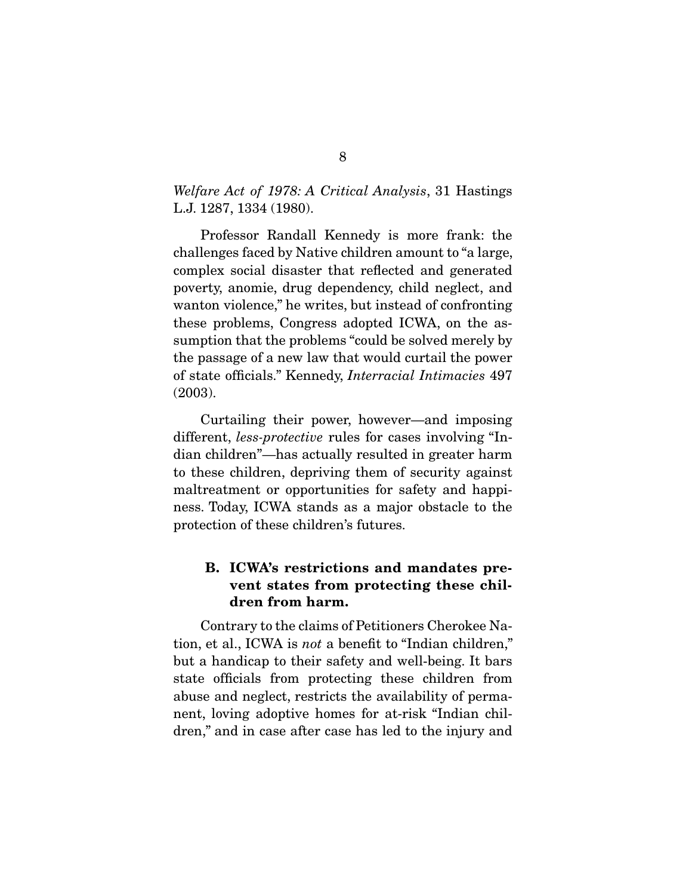*Welfare Act of 1978: A Critical Analysis*, 31 Hastings L.J. 1287, 1334 (1980).

Professor Randall Kennedy is more frank: the challenges faced by Native children amount to "a large, complex social disaster that reflected and generated poverty, anomie, drug dependency, child neglect, and wanton violence," he writes, but instead of confronting these problems, Congress adopted ICWA, on the assumption that the problems "could be solved merely by the passage of a new law that would curtail the power of state officials." Kennedy, *Interracial Intimacies* 497 (2003).

Curtailing their power, however—and imposing different, *less-protective* rules for cases involving "Indian children"—has actually resulted in greater harm to these children, depriving them of security against maltreatment or opportunities for safety and happiness. Today, ICWA stands as a major obstacle to the protection of these children's futures.

### B. ICWA's restrictions and mandates prevent states from protecting these children from harm.

Contrary to the claims of Petitioners Cherokee Nation, et al., ICWA is *not* a benefit to "Indian children," but a handicap to their safety and well-being. It bars state officials from protecting these children from abuse and neglect, restricts the availability of permanent, loving adoptive homes for at-risk "Indian children," and in case after case has led to the injury and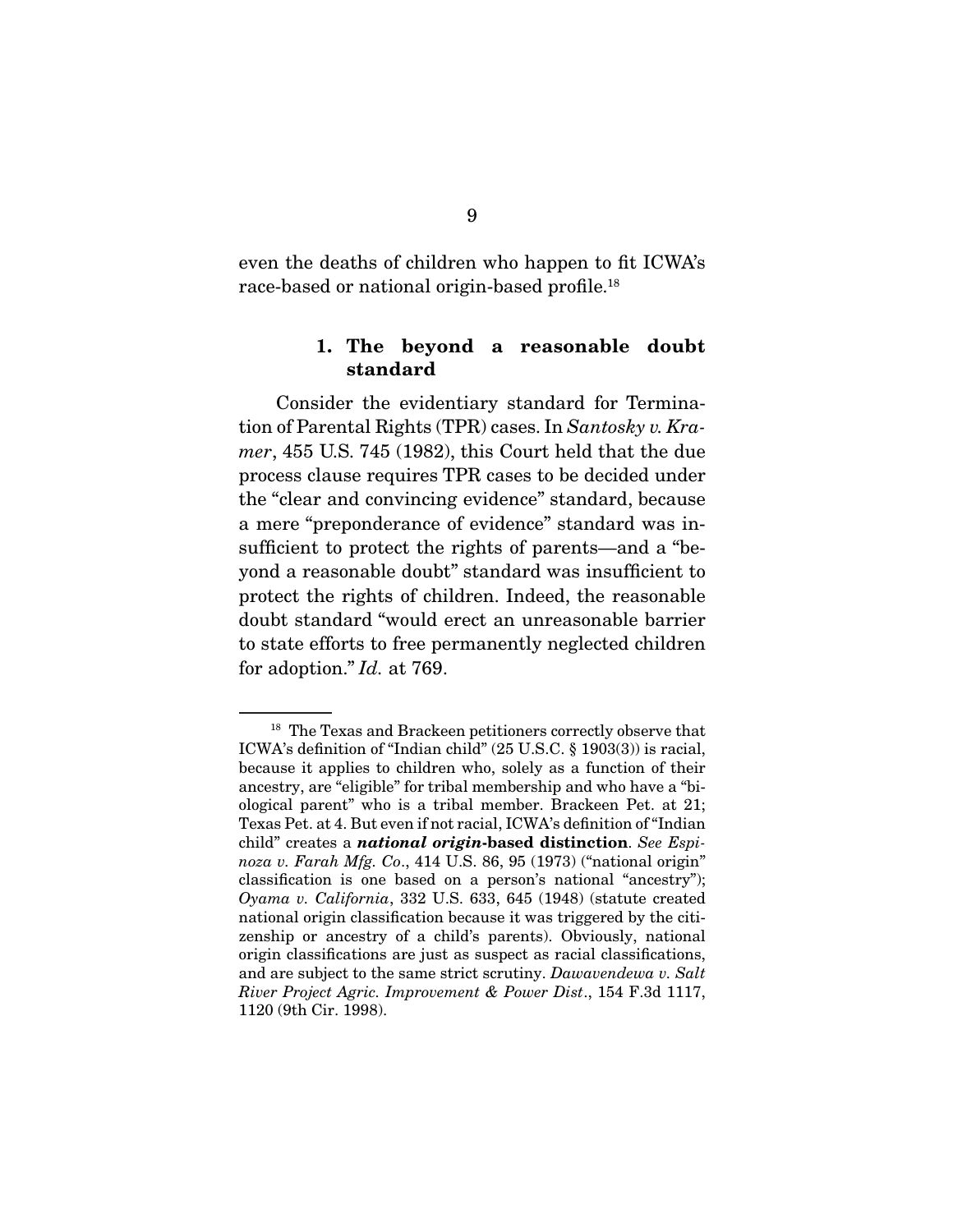even the deaths of children who happen to fit ICWA's race-based or national origin-based profile.[18]

### 1. The beyond a reasonable doubt standard

Consider the evidentiary standard for Termination of Parental Rights (TPR) cases. In *Santosky v. Kramer*, 455 U.S. 745 (1982), this Court held that the due process clause requires TPR cases to be decided under the "clear and convincing evidence" standard, because a mere "preponderance of evidence" standard was insufficient to protect the rights of parents—and a "beyond a reasonable doubt" standard was insufficient to protect the rights of children. Indeed, the reasonable doubt standard "would erect an unreasonable barrier to state efforts to free permanently neglected children for adoption." *Id.* at 769.

---

[18] The Texas and Brackeen petitioners correctly observe that ICWA's definition of "Indian child" (25 U.S.C. § 1903(3)) is racial, because it applies to children who, solely as a function of their ancestry, are "eligible" for tribal membership and who have a "biological parent" who is a tribal member. Brackeen Pet. at 21; Texas Pet. at 4. But even if not racial, ICWA's definition of "Indian child" creates a ***national origin*-based distinction**. *See Espinoza v. Farah Mfg. Co*., 414 U.S. 86, 95 (1973) ("national origin" classification is one based on a person's national "ancestry"); *Oyama v. California*, 332 U.S. 633, 645 (1948) (statute created national origin classification because it was triggered by the citizenship or ancestry of a child's parents). Obviously, national origin classifications are just as suspect as racial classifications, and are subject to the same strict scrutiny. *Dawavendewa v. Salt River Project Agric. Improvement & Power Dist*., 154 F.3d 1117, 1120 (9th Cir. 1998).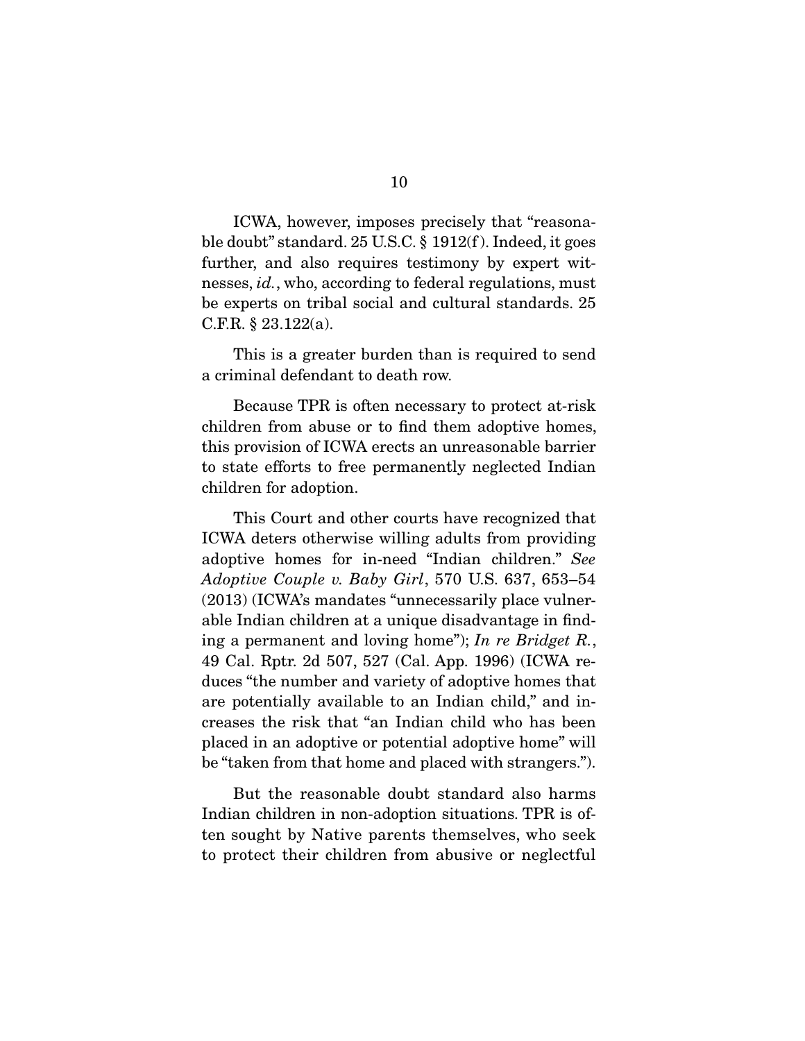ICWA, however, imposes precisely that "reasonable doubt" standard. 25 U.S.C. § 1912(f). Indeed, it goes further, and also requires testimony by expert witnesses, *id.*, who, according to federal regulations, must be experts on tribal social and cultural standards. 25 C.F.R. § 23.122(a).

This is a greater burden than is required to send a criminal defendant to death row.

Because TPR is often necessary to protect at-risk children from abuse or to find them adoptive homes, this provision of ICWA erects an unreasonable barrier to state efforts to free permanently neglected Indian children for adoption.

This Court and other courts have recognized that ICWA deters otherwise willing adults from providing adoptive homes for in-need "Indian children." *See Adoptive Couple v. Baby Girl*, 570 U.S. 637, 653–54 (2013) (ICWA's mandates "unnecessarily place vulnerable Indian children at a unique disadvantage in finding a permanent and loving home"); *In re Bridget R.*, 49 Cal. Rptr. 2d 507, 527 (Cal. App. 1996) (ICWA reduces "the number and variety of adoptive homes that are potentially available to an Indian child," and increases the risk that "an Indian child who has been placed in an adoptive or potential adoptive home" will be "taken from that home and placed with strangers.").

But the reasonable doubt standard also harms Indian children in non-adoption situations. TPR is often sought by Native parents themselves, who seek to protect their children from abusive or neglectful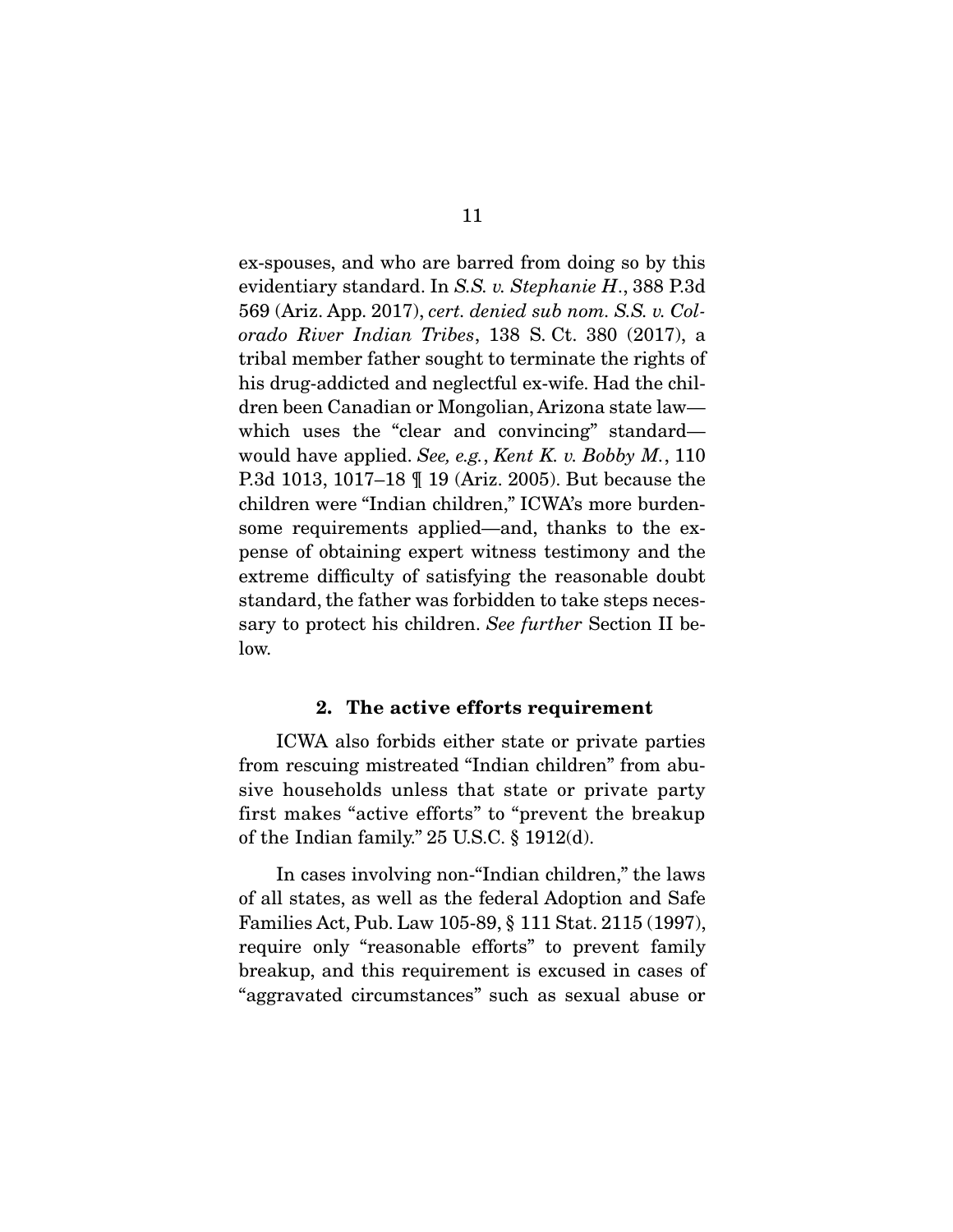ex-spouses, and who are barred from doing so by this evidentiary standard. In *S.S. v. Stephanie H.*, 388 P.3d 569 (Ariz. App. 2017), *cert. denied sub nom. S.S. v. Colorado River Indian Tribes*, 138 S. Ct. 380 (2017), a tribal member father sought to terminate the rights of his drug-addicted and neglectful ex-wife. Had the children been Canadian or Mongolian, Arizona state law—which uses the "clear and convincing" standard—would have applied. *See, e.g.*, *Kent K. v. Bobby M.*, 110 P.3d 1013, 1017–18 ¶ 19 (Ariz. 2005). But because the children were "Indian children," ICWA's more burdensome requirements applied—and, thanks to the expense of obtaining expert witness testimony and the extreme difficulty of satisfying the reasonable doubt standard, the father was forbidden to take steps necessary to protect his children. *See further* Section II below.

#### 2. The active efforts requirement

ICWA also forbids either state or private parties from rescuing mistreated "Indian children" from abusive households unless that state or private party first makes "active efforts" to "prevent the breakup of the Indian family." 25 U.S.C. § 1912(d).

In cases involving non-"Indian children," the laws of all states, as well as the federal Adoption and Safe Families Act, Pub. Law 105-89, § 111 Stat. 2115 (1997), require only "reasonable efforts" to prevent family breakup, and this requirement is excused in cases of "aggravated circumstances" such as sexual abuse or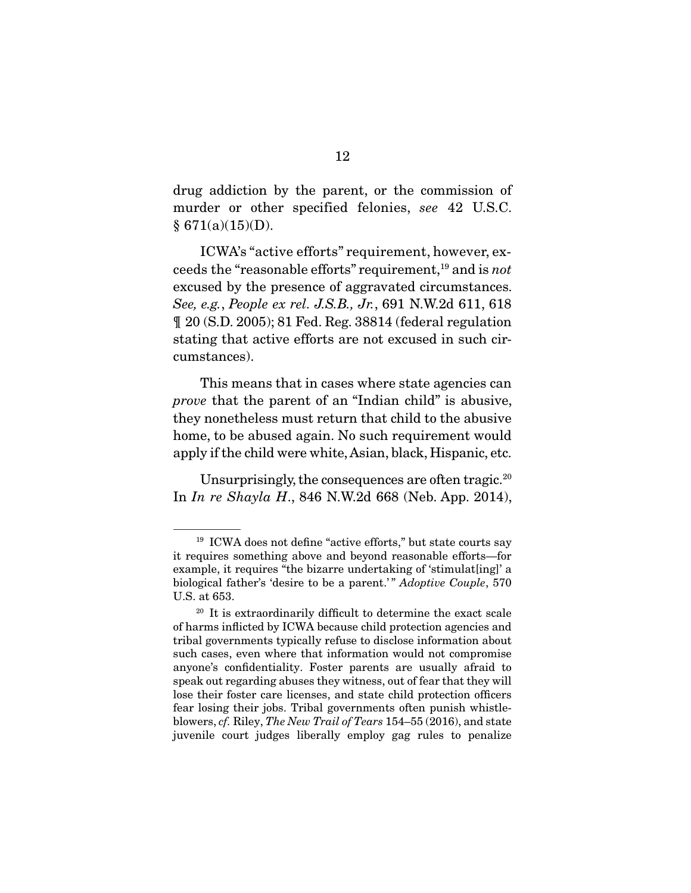drug addiction by the parent, or the commission of murder or other specified felonies, *see* 42 U.S.C. § 671(a)(15)(D).

ICWA's "active efforts" requirement, however, exceeds the "reasonable efforts" requirement,[19] and is *not* excused by the presence of aggravated circumstances. *See, e.g.*, *People ex rel. J.S.B., Jr.*, 691 N.W.2d 611, 618 ¶ 20 (S.D. 2005); 81 Fed. Reg. 38814 (federal regulation stating that active efforts are not excused in such circumstances).

This means that in cases where state agencies can *prove* that the parent of an "Indian child" is abusive, they nonetheless must return that child to the abusive home, to be abused again. No such requirement would apply if the child were white, Asian, black, Hispanic, etc.

Unsurprisingly, the consequences are often tragic.[20] In *In re Shayla H.*, 846 N.W.2d 668 (Neb. App. 2014),

---

[19] ICWA does not define "active efforts," but state courts say it requires something above and beyond reasonable efforts—for example, it requires "the bizarre undertaking of 'stimulat[ing]' a biological father's 'desire to be a parent.'" *Adoptive Couple*, 570 U.S. at 653.

[20] It is extraordinarily difficult to determine the exact scale of harms inflicted by ICWA because child protection agencies and tribal governments typically refuse to disclose information about such cases, even where that information would not compromise anyone's confidentiality. Foster parents are usually afraid to speak out regarding abuses they witness, out of fear that they will lose their foster care licenses, and state child protection officers fear losing their jobs. Tribal governments often punish whistleblowers, *cf.* Riley, *The New Trail of Tears* 154–55 (2016), and state juvenile court judges liberally employ gag rules to penalize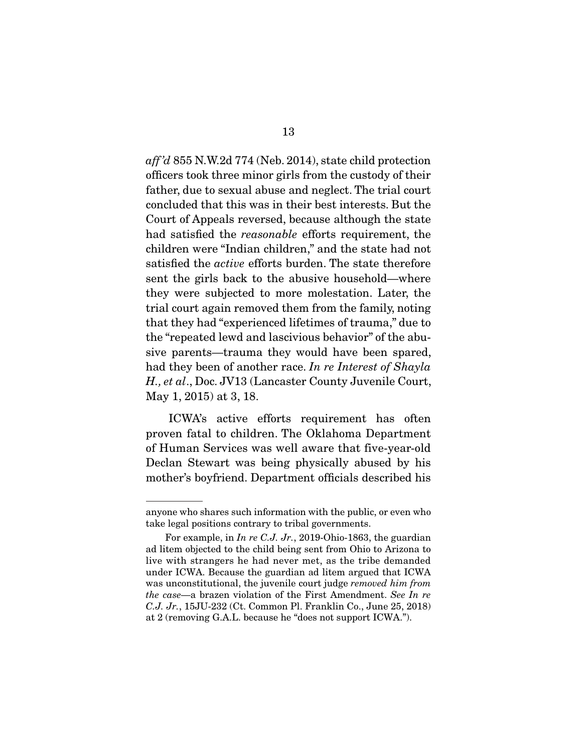*aff'd* 855 N.W.2d 774 (Neb. 2014), state child protection officers took three minor girls from the custody of their father, due to sexual abuse and neglect. The trial court concluded that this was in their best interests. But the Court of Appeals reversed, because although the state had satisfied the *reasonable* efforts requirement, the children were "Indian children," and the state had not satisfied the *active* efforts burden. The state therefore sent the girls back to the abusive household—where they were subjected to more molestation. Later, the trial court again removed them from the family, noting that they had "experienced lifetimes of trauma," due to the "repeated lewd and lascivious behavior" of the abusive parents—trauma they would have been spared, had they been of another race. *In re Interest of Shayla H., et al*., Doc. JV13 (Lancaster County Juvenile Court, May 1, 2015) at 3, 18.

ICWA's active efforts requirement has often proven fatal to children. The Oklahoma Department of Human Services was well aware that five-year-old Declan Stewart was being physically abused by his mother's boyfriend. Department officials described his

---

anyone who shares such information with the public, or even who take legal positions contrary to tribal governments.

For example, in *In re C.J. Jr.*, 2019-Ohio-1863, the guardian ad litem objected to the child being sent from Ohio to Arizona to live with strangers he had never met, as the tribe demanded under ICWA. Because the guardian ad litem argued that ICWA was unconstitutional, the juvenile court judge *removed him from the case*—a brazen violation of the First Amendment. *See In re C.J. Jr.*, 15JU-232 (Ct. Common Pl. Franklin Co., June 25, 2018) at 2 (removing G.A.L. because he "does not support ICWA.").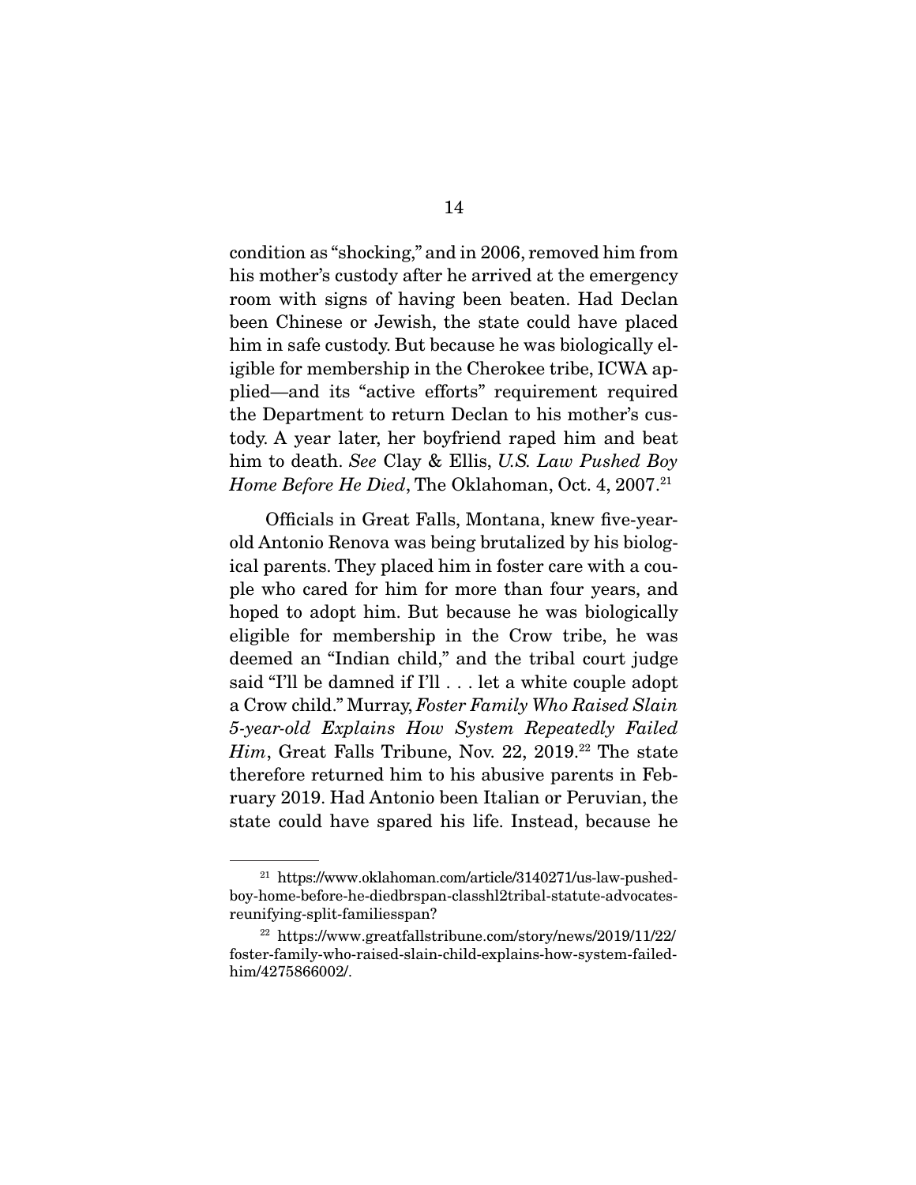condition as "shocking," and in 2006, removed him from his mother's custody after he arrived at the emergency room with signs of having been beaten. Had Declan been Chinese or Jewish, the state could have placed him in safe custody. But because he was biologically eligible for membership in the Cherokee tribe, ICWA applied—and its "active efforts" requirement required the Department to return Declan to his mother's custody. A year later, her boyfriend raped him and beat him to death. *See* Clay & Ellis, *U.S. Law Pushed Boy Home Before He Died*, The Oklahoman, Oct. 4, 2007.[21]

Officials in Great Falls, Montana, knew five-year-old Antonio Renova was being brutalized by his biological parents. They placed him in foster care with a couple who cared for him for more than four years, and hoped to adopt him. But because he was biologically eligible for membership in the Crow tribe, he was deemed an "Indian child," and the tribal court judge said "I'll be damned if I'll . . . let a white couple adopt a Crow child." Murray, *Foster Family Who Raised Slain 5-year-old Explains How System Repeatedly Failed Him*, Great Falls Tribune, Nov. 22, 2019.[22] The state therefore returned him to his abusive parents in February 2019. Had Antonio been Italian or Peruvian, the state could have spared his life. Instead, because he

---

[21] https://www.oklahoman.com/article/3140271/us-law-pushed-boy-home-before-he-diedbrspan-classhl2tribal-statute-advocates-reunifying-split-familiesspan?

[22] https://www.greatfallstribune.com/story/news/2019/11/22/foster-family-who-raised-slain-child-explains-how-system-failed-him/4275866002/.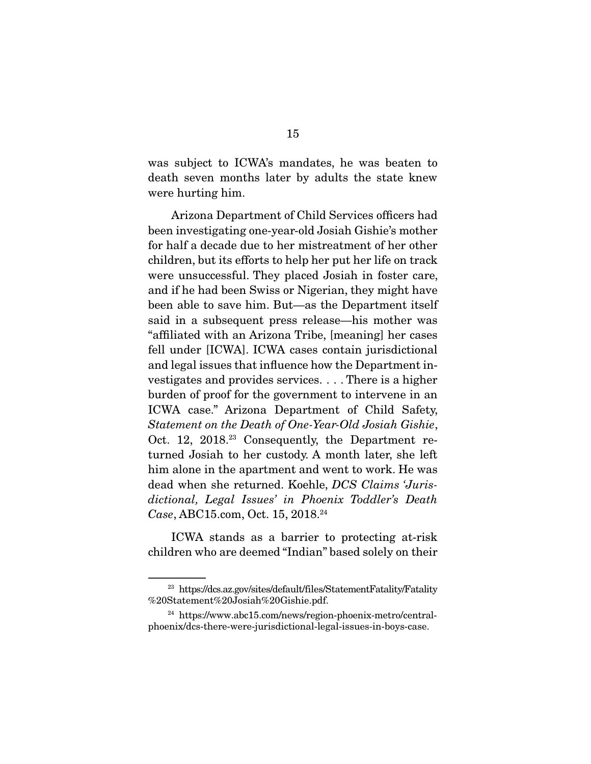was subject to ICWA's mandates, he was beaten to death seven months later by adults the state knew were hurting him.

Arizona Department of Child Services officers had been investigating one-year-old Josiah Gishie's mother for half a decade due to her mistreatment of her other children, but its efforts to help her put her life on track were unsuccessful. They placed Josiah in foster care, and if he had been Swiss or Nigerian, they might have been able to save him. But—as the Department itself said in a subsequent press release—his mother was "affiliated with an Arizona Tribe, [meaning] her cases fell under [ICWA]. ICWA cases contain jurisdictional and legal issues that influence how the Department investigates and provides services. . . . There is a higher burden of proof for the government to intervene in an ICWA case." Arizona Department of Child Safety, *Statement on the Death of One-Year-Old Josiah Gishie*, Oct. 12, 2018.[23] Consequently, the Department returned Josiah to her custody. A month later, she left him alone in the apartment and went to work. He was dead when she returned. Koehle, *DCS Claims 'Jurisdictional, Legal Issues' in Phoenix Toddler's Death Case*, ABC15.com, Oct. 15, 2018.[24]

ICWA stands as a barrier to protecting at-risk children who are deemed "Indian" based solely on their

---

[23] https://dcs.az.gov/sites/default/files/StatementFatality/Fatality%20Statement%20Josiah%20Gishie.pdf.

[24] https://www.abc15.com/news/region-phoenix-metro/central-phoenix/dcs-there-were-jurisdictional-legal-issues-in-boys-case.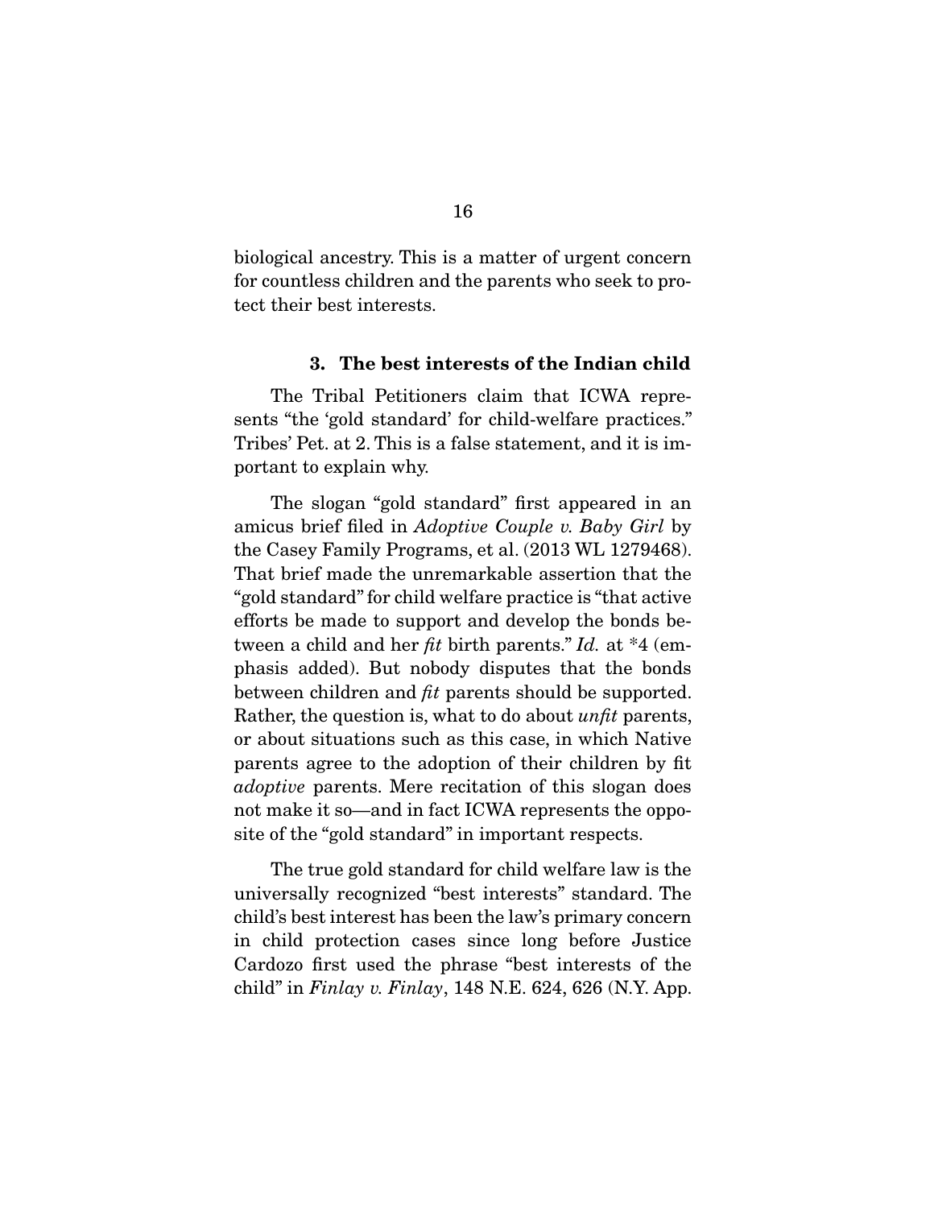biological ancestry. This is a matter of urgent concern for countless children and the parents who seek to protect their best interests.

### 3. The best interests of the Indian child

The Tribal Petitioners claim that ICWA represents "the 'gold standard' for child-welfare practices." Tribes' Pet. at 2. This is a false statement, and it is important to explain why.

The slogan "gold standard" first appeared in an amicus brief filed in *Adoptive Couple v. Baby Girl* by the Casey Family Programs, et al. (2013 WL 1279468). That brief made the unremarkable assertion that the "gold standard" for child welfare practice is "that active efforts be made to support and develop the bonds between a child and her *fit* birth parents." *Id.* at *4 (emphasis added). But nobody disputes that the bonds between children and *fit* parents should be supported. Rather, the question is, what to do about *unfit* parents, or about situations such as this case, in which Native parents agree to the adoption of their children by fit *adoptive* parents. Mere recitation of this slogan does not make it so—and in fact ICWA represents the opposite of the "gold standard" in important respects.

The true gold standard for child welfare law is the universally recognized "best interests" standard. The child's best interest has been the law's primary concern in child protection cases since long before Justice Cardozo first used the phrase "best interests of the child" in *Finlay v. Finlay*, 148 N.E. 624, 626 (N.Y. App.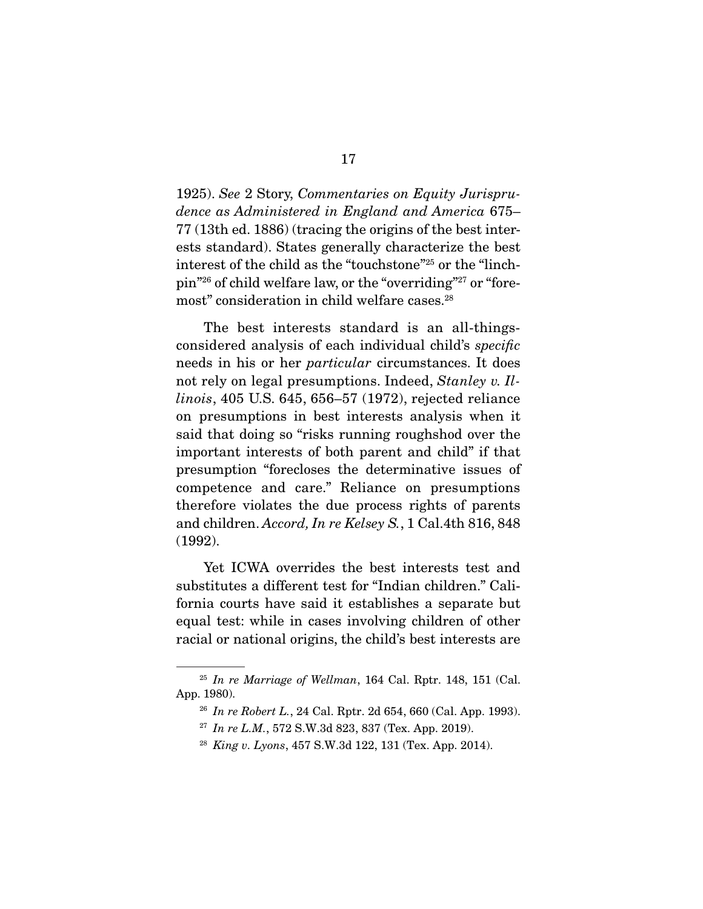1925). *See* 2 Story, *Commentaries on Equity Jurisprudence as Administered in England and America* 675–77 (13th ed. 1886) (tracing the origins of the best interests standard). States generally characterize the best interest of the child as the "touchstone"[25] or the "linchpin"[26] of child welfare law, or the "overriding"[27] or "foremost" consideration in child welfare cases.[28]

The best interests standard is an all-things-considered analysis of each individual child's *specific* needs in his or her *particular* circumstances. It does not rely on legal presumptions. Indeed, *Stanley v. Illinois*, 405 U.S. 645, 656–57 (1972), rejected reliance on presumptions in best interests analysis when it said that doing so "risks running roughshod over the important interests of both parent and child" if that presumption "forecloses the determinative issues of competence and care." Reliance on presumptions therefore violates the due process rights of parents and children. *Accord, In re Kelsey S.*, 1 Cal.4th 816, 848 (1992).

Yet ICWA overrides the best interests test and substitutes a different test for "Indian children." California courts have said it establishes a separate but equal test: while in cases involving children of other racial or national origins, the child's best interests are

---

[25] *In re Marriage of Wellman*, 164 Cal. Rptr. 148, 151 (Cal. App. 1980).

[26] *In re Robert L.*, 24 Cal. Rptr. 2d 654, 660 (Cal. App. 1993).

[27] *In re L.M.*, 572 S.W.3d 823, 837 (Tex. App. 2019).

[28] *King v. Lyons*, 457 S.W.3d 122, 131 (Tex. App. 2014).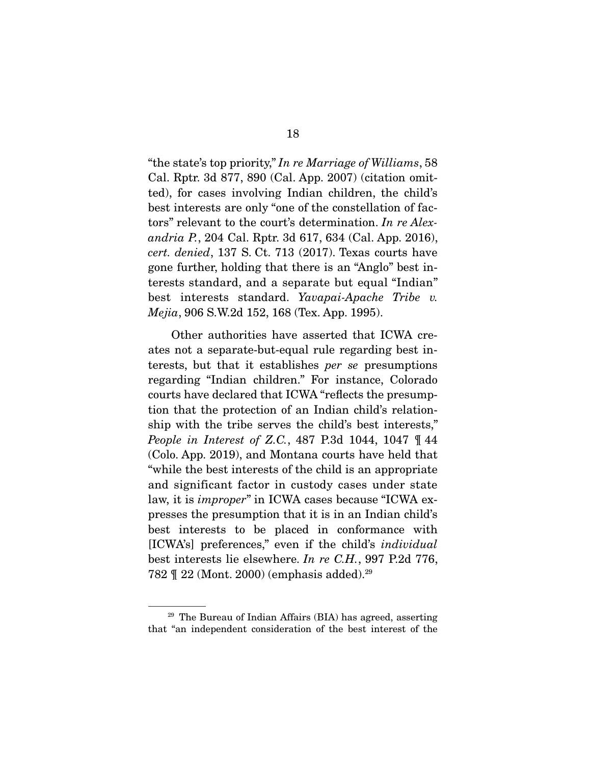"the state's top priority," *In re Marriage of Williams*, 58 Cal. Rptr. 3d 877, 890 (Cal. App. 2007) (citation omitted), for cases involving Indian children, the child's best interests are only "one of the constellation of factors" relevant to the court's determination. *In re Alexandria P.*, 204 Cal. Rptr. 3d 617, 634 (Cal. App. 2016), *cert. denied*, 137 S. Ct. 713 (2017). Texas courts have gone further, holding that there is an "Anglo" best interests standard, and a separate but equal "Indian" best interests standard. *Yavapai-Apache Tribe v. Mejia*, 906 S.W.2d 152, 168 (Tex. App. 1995).

Other authorities have asserted that ICWA creates not a separate-but-equal rule regarding best interests, but that it establishes *per se* presumptions regarding "Indian children." For instance, Colorado courts have declared that ICWA "reflects the presumption that the protection of an Indian child's relationship with the tribe serves the child's best interests," *People in Interest of Z.C.*, 487 P.3d 1044, 1047 ¶ 44 (Colo. App. 2019), and Montana courts have held that "while the best interests of the child is an appropriate and significant factor in custody cases under state law, it is *improper*" in ICWA cases because "ICWA expresses the presumption that it is in an Indian child's best interests to be placed in conformance with [ICWA's] preferences," even if the child's *individual* best interests lie elsewhere. *In re C.H.*, 997 P.2d 776, 782 ¶ 22 (Mont. 2000) (emphasis added).[29]

[29] The Bureau of Indian Affairs (BIA) has agreed, asserting that "an independent consideration of the best interest of the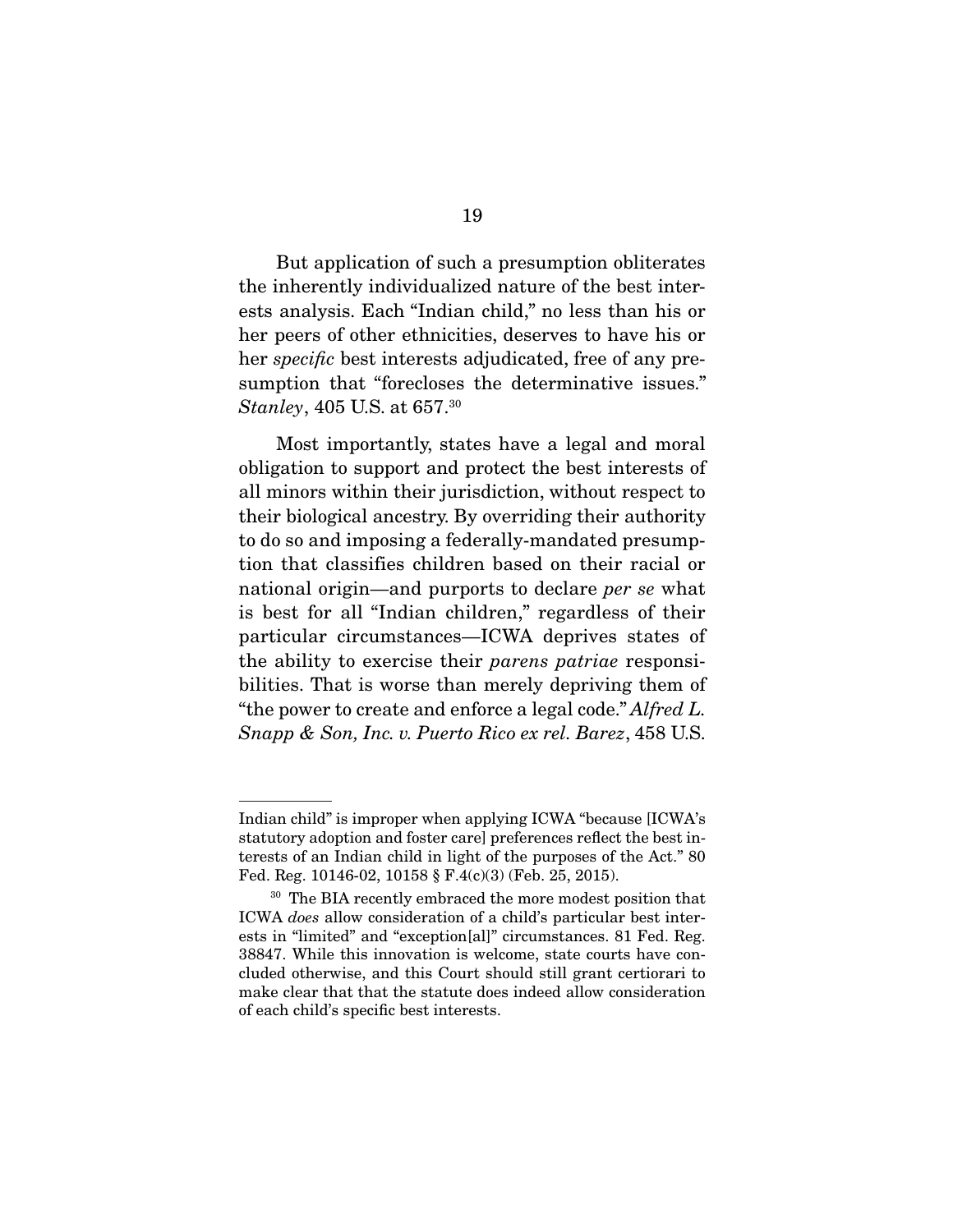But application of such a presumption obliterates the inherently individualized nature of the best interests analysis. Each "Indian child," no less than his or her peers of other ethnicities, deserves to have his or her *specific* best interests adjudicated, free of any presumption that "forecloses the determinative issues." *Stanley*, 405 U.S. at 657.[30]

Most importantly, states have a legal and moral obligation to support and protect the best interests of all minors within their jurisdiction, without respect to their biological ancestry. By overriding their authority to do so and imposing a federally-mandated presumption that classifies children based on their racial or national origin—and purports to declare *per se* what is best for all "Indian children," regardless of their particular circumstances—ICWA deprives states of the ability to exercise their *parens patriae* responsibilities. That is worse than merely depriving them of "the power to create and enforce a legal code." *Alfred L. Snapp & Son, Inc. v. Puerto Rico ex rel. Barez*, 458 U.S.

---

Indian child" is improper when applying ICWA "because [ICWA's statutory adoption and foster care] preferences reflect the best interests of an Indian child in light of the purposes of the Act." 80 Fed. Reg. 10146-02, 10158 § F.4(c)(3) (Feb. 25, 2015).

[30] The BIA recently embraced the more modest position that ICWA *does* allow consideration of a child's particular best interests in "limited" and "exception[al]" circumstances. 81 Fed. Reg. 38847. While this innovation is welcome, state courts have concluded otherwise, and this Court should still grant certiorari to make clear that that the statute does indeed allow consideration of each child's specific best interests.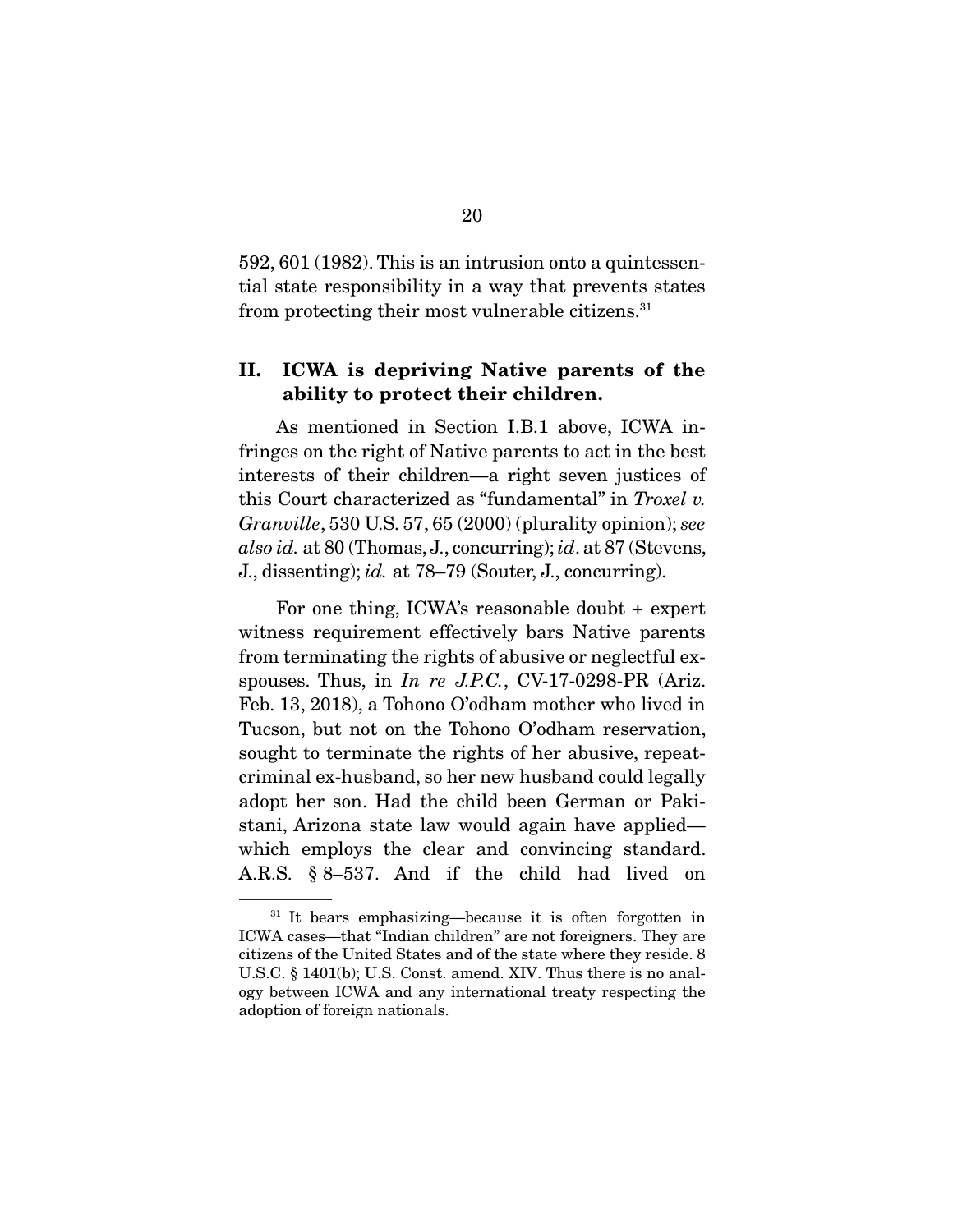592, 601 (1982). This is an intrusion onto a quintessential state responsibility in a way that prevents states from protecting their most vulnerable citizens.[31]

## II. ICWA is depriving Native parents of the ability to protect their children.

As mentioned in Section I.B.1 above, ICWA infringes on the right of Native parents to act in the best interests of their children—a right seven justices of this Court characterized as "fundamental" in *Troxel v. Granville*, 530 U.S. 57, 65 (2000) (plurality opinion); *see also id.* at 80 (Thomas, J., concurring); *id*. at 87 (Stevens, J., dissenting); *id.* at 78–79 (Souter, J., concurring).

For one thing, ICWA's reasonable doubt + expert witness requirement effectively bars Native parents from terminating the rights of abusive or neglectful ex-spouses. Thus, in *In re J.P.C.*, CV-17-0298-PR (Ariz. Feb. 13, 2018), a Tohono O'odham mother who lived in Tucson, but not on the Tohono O'odham reservation, sought to terminate the rights of her abusive, repeat-criminal ex-husband, so her new husband could legally adopt her son. Had the child been German or Pakistani, Arizona state law would again have applied—which employs the clear and convincing standard. A.R.S. § 8–537. And if the child had lived on

[31] It bears emphasizing—because it is often forgotten in ICWA cases—that "Indian children" are not foreigners. They are citizens of the United States and of the state where they reside. 8 U.S.C. § 1401(b); U.S. Const. amend. XIV. Thus there is no analogy between ICWA and any international treaty respecting the adoption of foreign nationals.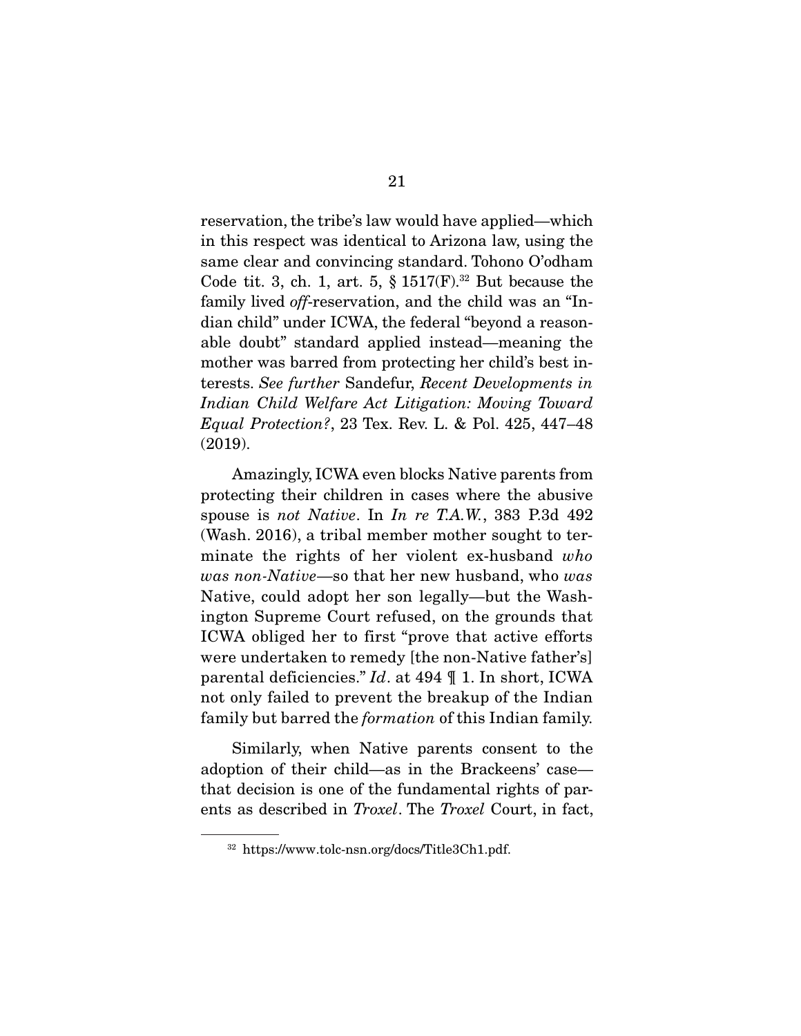reservation, the tribe's law would have applied—which in this respect was identical to Arizona law, using the same clear and convincing standard. Tohono O'odham Code tit. 3, ch. 1, art. 5, § 1517(F).[32] But because the family lived *off*-reservation, and the child was an "Indian child" under ICWA, the federal "beyond a reasonable doubt" standard applied instead—meaning the mother was barred from protecting her child's best interests. *See further* Sandefur, *Recent Developments in Indian Child Welfare Act Litigation: Moving Toward Equal Protection?*, 23 Tex. Rev. L. & Pol. 425, 447–48 (2019).

Amazingly, ICWA even blocks Native parents from protecting their children in cases where the abusive spouse is *not Native*. In *In re T.A.W.*, 383 P.3d 492 (Wash. 2016), a tribal member mother sought to terminate the rights of her violent ex-husband *who was non-Native*—so that her new husband, who *was* Native, could adopt her son legally—but the Washington Supreme Court refused, on the grounds that ICWA obliged her to first "prove that active efforts were undertaken to remedy [the non-Native father's] parental deficiencies." *Id*. at 494 ¶ 1. In short, ICWA not only failed to prevent the breakup of the Indian family but barred the *formation* of this Indian family.

Similarly, when Native parents consent to the adoption of their child—as in the Brackeens' case—that decision is one of the fundamental rights of parents as described in *Troxel*. The *Troxel* Court, in fact,

---

[32] https://www.tolc-nsn.org/docs/Title3Ch1.pdf.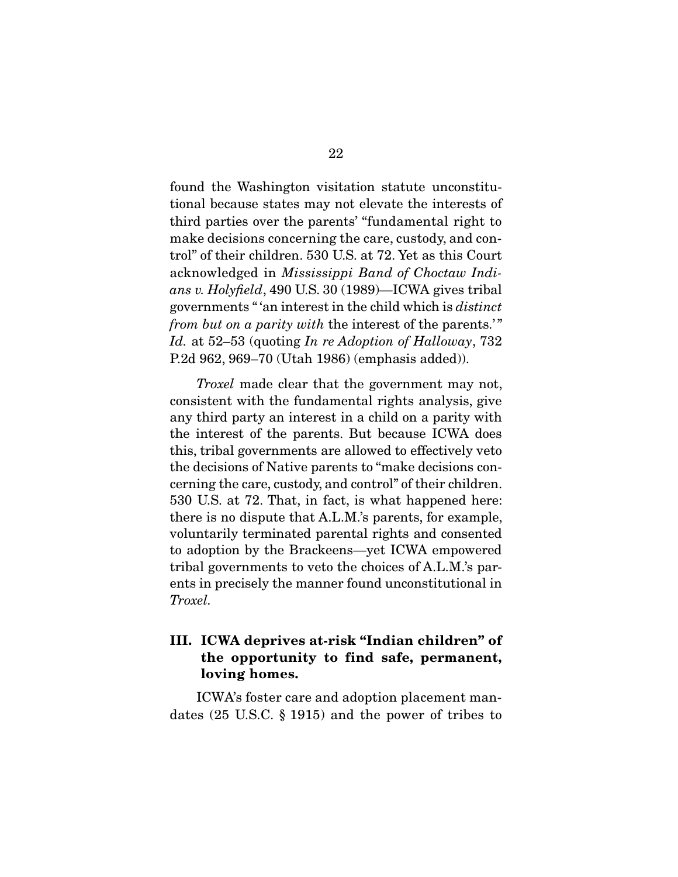found the Washington visitation statute unconstitutional because states may not elevate the interests of third parties over the parents' "fundamental right to make decisions concerning the care, custody, and control" of their children. 530 U.S. at 72. Yet as this Court acknowledged in *Mississippi Band of Choctaw Indians v. Holyfield*, 490 U.S. 30 (1989)—ICWA gives tribal governments "'an interest in the child which is *distinct from but on a parity with* the interest of the parents.'" *Id.* at 52–53 (quoting *In re Adoption of Halloway*, 732 P.2d 962, 969–70 (Utah 1986) (emphasis added)).

*Troxel* made clear that the government may not, consistent with the fundamental rights analysis, give any third party an interest in a child on a parity with the interest of the parents. But because ICWA does this, tribal governments are allowed to effectively veto the decisions of Native parents to "make decisions concerning the care, custody, and control" of their children. 530 U.S. at 72. That, in fact, is what happened here: there is no dispute that A.L.M.'s parents, for example, voluntarily terminated parental rights and consented to adoption by the Brackeens—yet ICWA empowered tribal governments to veto the choices of A.L.M.'s parents in precisely the manner found unconstitutional in *Troxel*.

## III. ICWA deprives at-risk "Indian children" of the opportunity to find safe, permanent, loving homes.

ICWA's foster care and adoption placement mandates (25 U.S.C. § 1915) and the power of tribes to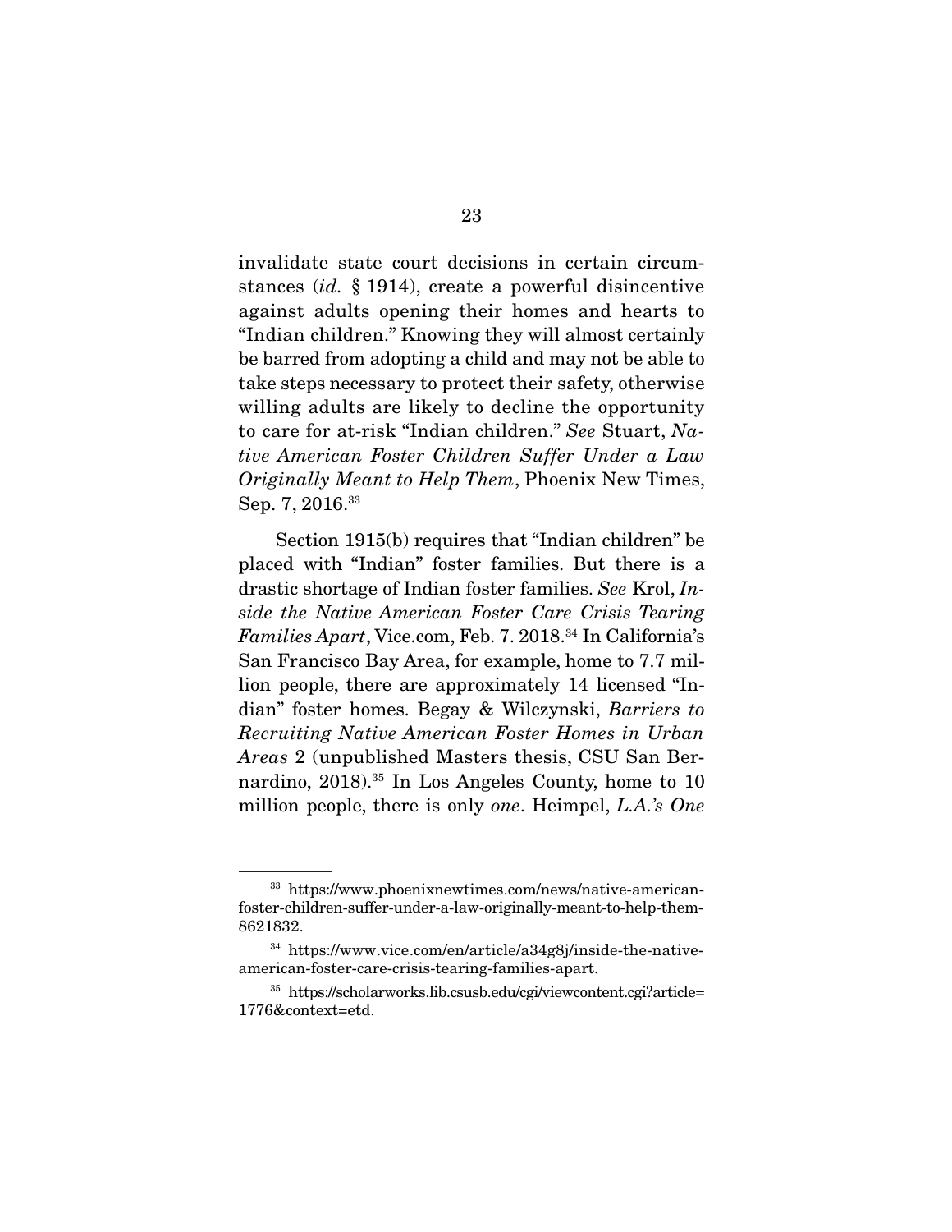invalidate state court decisions in certain circumstances (*id.* § 1914), create a powerful disincentive against adults opening their homes and hearts to "Indian children." Knowing they will almost certainly be barred from adopting a child and may not be able to take steps necessary to protect their safety, otherwise willing adults are likely to decline the opportunity to care for at-risk "Indian children." *See* Stuart, *Native American Foster Children Suffer Under a Law Originally Meant to Help Them*, Phoenix New Times, Sep. 7, 2016.[33]

Section 1915(b) requires that "Indian children" be placed with "Indian" foster families. But there is a drastic shortage of Indian foster families. *See* Krol, *Inside the Native American Foster Care Crisis Tearing Families Apart*, Vice.com, Feb. 7. 2018.[34] In California's San Francisco Bay Area, for example, home to 7.7 million people, there are approximately 14 licensed "Indian" foster homes. Begay & Wilczynski, *Barriers to Recruiting Native American Foster Homes in Urban Areas* 2 (unpublished Masters thesis, CSU San Bernardino, 2018).[35] In Los Angeles County, home to 10 million people, there is only *one*. Heimpel, *L.A.'s One*

---

[33] https://www.phoenixnewtimes.com/news/native-american-foster-children-suffer-under-a-law-originally-meant-to-help-them-8621832.

[34] https://www.vice.com/en/article/a34g8j/inside-the-native-american-foster-care-crisis-tearing-families-apart.

[35] https://scholarworks.lib.csusb.edu/cgi/viewcontent.cgi?article=1776&context=etd.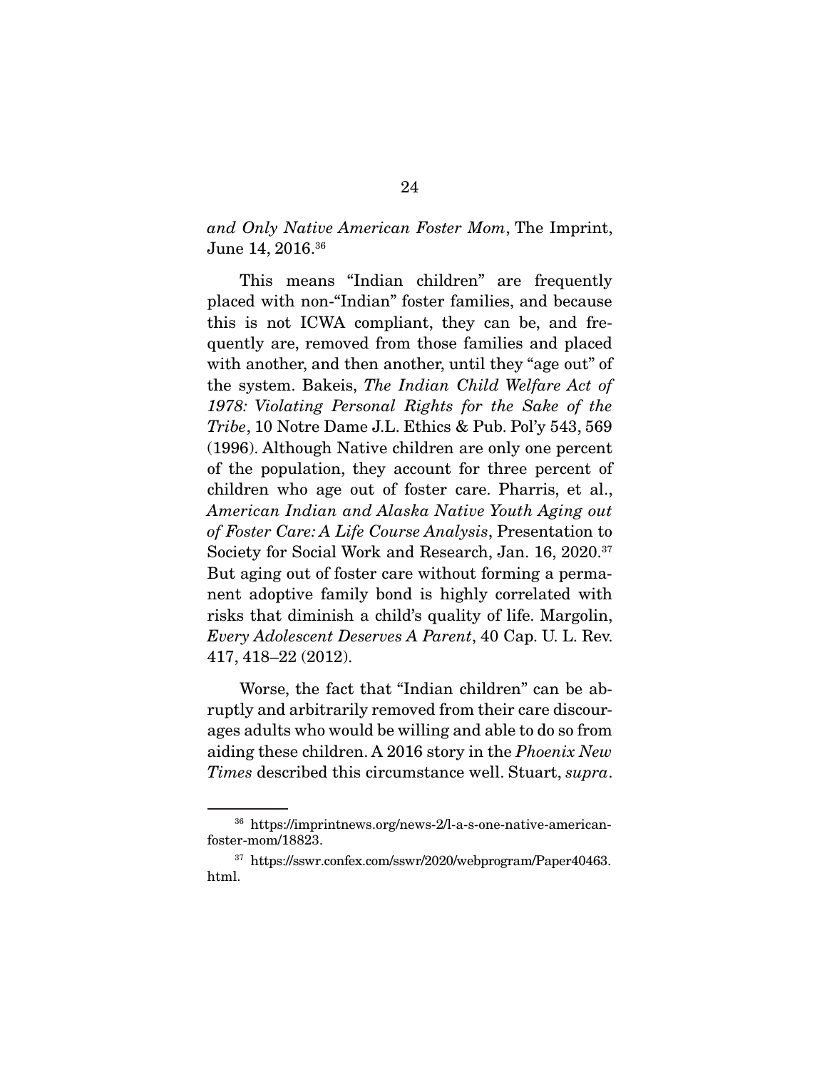*and Only Native American Foster Mom*, The Imprint, June 14, 2016.[36]

This means "Indian children" are frequently placed with non-"Indian" foster families, and because this is not ICWA compliant, they can be, and frequently are, removed from those families and placed with another, and then another, until they "age out" of the system. Bakeis, *The Indian Child Welfare Act of 1978: Violating Personal Rights for the Sake of the Tribe*, 10 Notre Dame J.L. Ethics & Pub. Pol'y 543, 569 (1996). Although Native children are only one percent of the population, they account for three percent of children who age out of foster care. Pharris, et al., *American Indian and Alaska Native Youth Aging out of Foster Care: A Life Course Analysis*, Presentation to Society for Social Work and Research, Jan. 16, 2020.[37] But aging out of foster care without forming a permanent adoptive family bond is highly correlated with risks that diminish a child's quality of life. Margolin, *Every Adolescent Deserves A Parent*, 40 Cap. U. L. Rev. 417, 418–22 (2012).

Worse, the fact that "Indian children" can be abruptly and arbitrarily removed from their care discourages adults who would be willing and able to do so from aiding these children. A 2016 story in the *Phoenix New Times* described this circumstance well. Stuart, *supra*.

[36] https://imprintnews.org/news-2/l-a-s-one-native-american-foster-mom/18823.

[37] https://sswr.confex.com/sswr/2020/webprogram/Paper40463.html.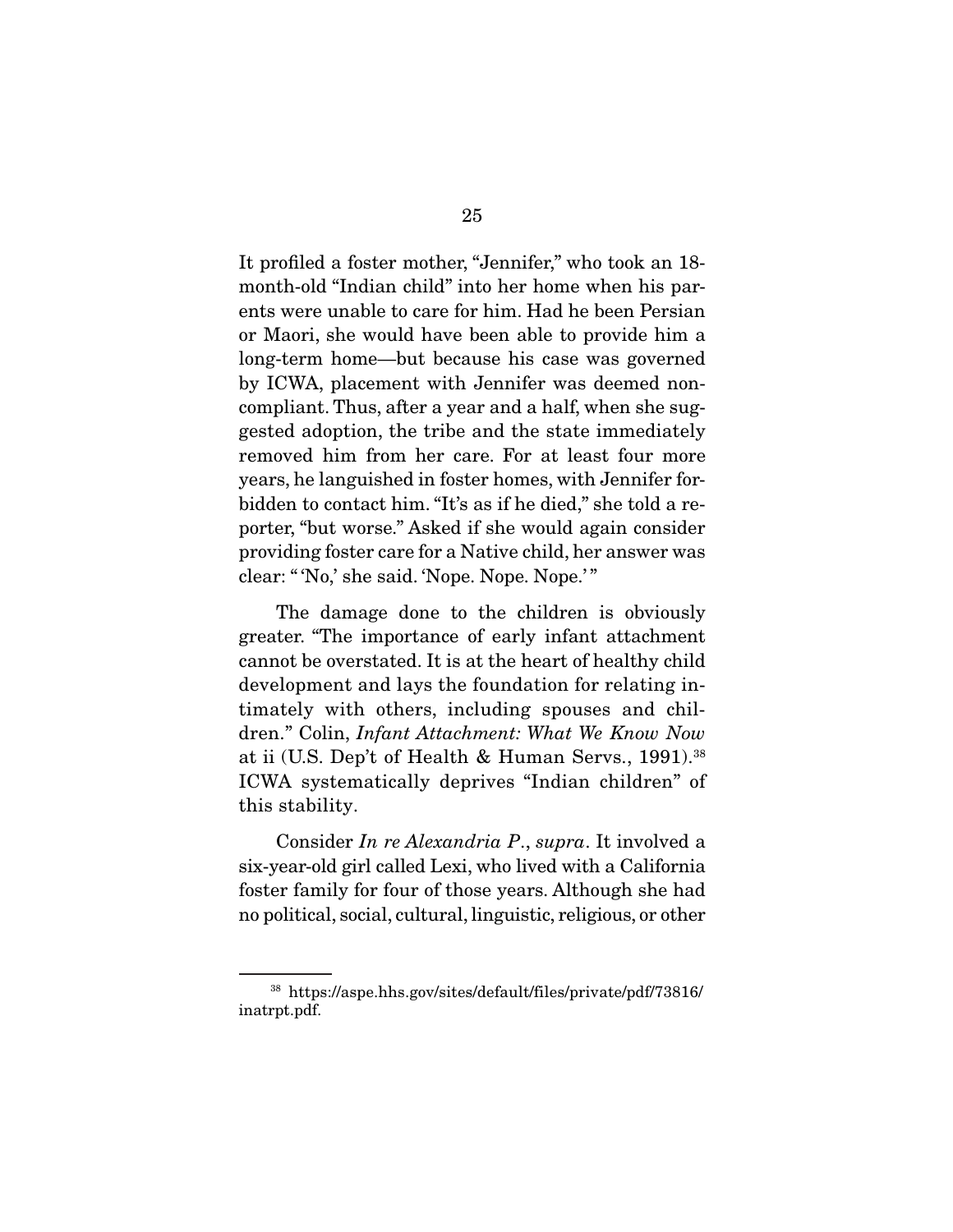It profiled a foster mother, "Jennifer," who took an 18-month-old "Indian child" into her home when his parents were unable to care for him. Had he been Persian or Maori, she would have been able to provide him a long-term home—but because his case was governed by ICWA, placement with Jennifer was deemed non-compliant. Thus, after a year and a half, when she suggested adoption, the tribe and the state immediately removed him from her care. For at least four more years, he languished in foster homes, with Jennifer forbidden to contact him. "It's as if he died," she told a reporter, "but worse." Asked if she would again consider providing foster care for a Native child, her answer was clear: " 'No,' she said. 'Nope. Nope. Nope.' "

The damage done to the children is obviously greater. "The importance of early infant attachment cannot be overstated. It is at the heart of healthy child development and lays the foundation for relating intimately with others, including spouses and children." Colin, *Infant Attachment: What We Know Now* at ii (U.S. Dep't of Health & Human Servs., 1991).[38] ICWA systematically deprives "Indian children" of this stability.

Consider *In re Alexandria P.*, *supra*. It involved a six-year-old girl called Lexi, who lived with a California foster family for four of those years. Although she had no political, social, cultural, linguistic, religious, or other

---

[38] https://aspe.hhs.gov/sites/default/files/private/pdf/73816/inatrpt.pdf.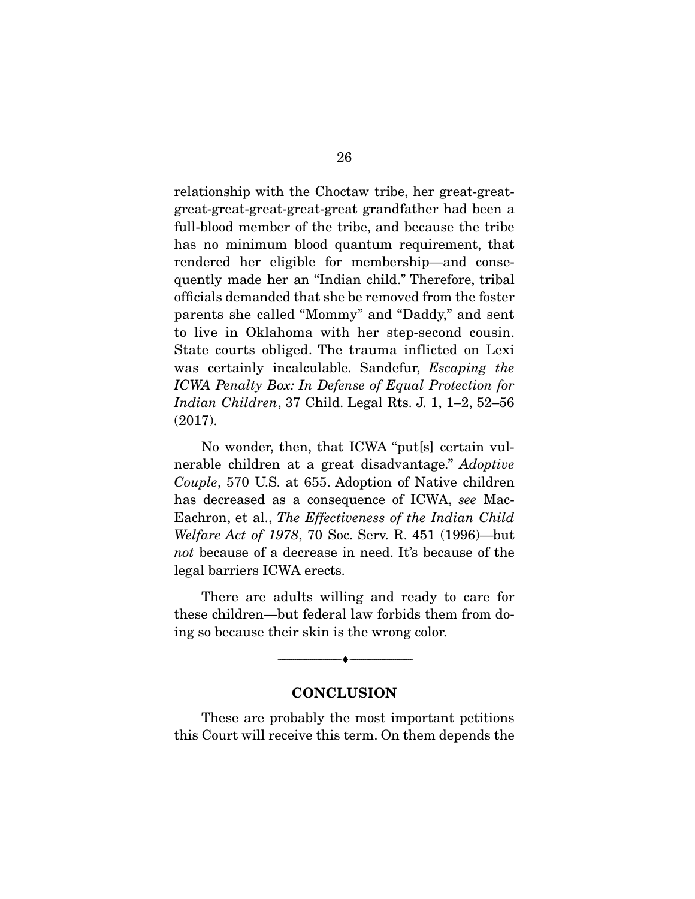relationship with the Choctaw tribe, her great-great-great-great-great-great-great grandfather had been a full-blood member of the tribe, and because the tribe has no minimum blood quantum requirement, that rendered her eligible for membership—and consequently made her an "Indian child." Therefore, tribal officials demanded that she be removed from the foster parents she called "Mommy" and "Daddy," and sent to live in Oklahoma with her step-second cousin. State courts obliged. The trauma inflicted on Lexi was certainly incalculable. Sandefur, *Escaping the ICWA Penalty Box: In Defense of Equal Protection for Indian Children*, 37 Child. Legal Rts. J. 1, 1–2, 52–56 (2017).

No wonder, then, that ICWA "put[s] certain vulnerable children at a great disadvantage." *Adoptive Couple*, 570 U.S. at 655. Adoption of Native children has decreased as a consequence of ICWA, *see* MacEachron, et al., *The Effectiveness of the Indian Child Welfare Act of 1978*, 70 Soc. Serv. R. 451 (1996)—but *not* because of a decrease in need. It's because of the legal barriers ICWA erects.

There are adults willing and ready to care for these children—but federal law forbids them from doing so because their skin is the wrong color.

---

## CONCLUSION

These are probably the most important petitions this Court will receive this term. On them depends the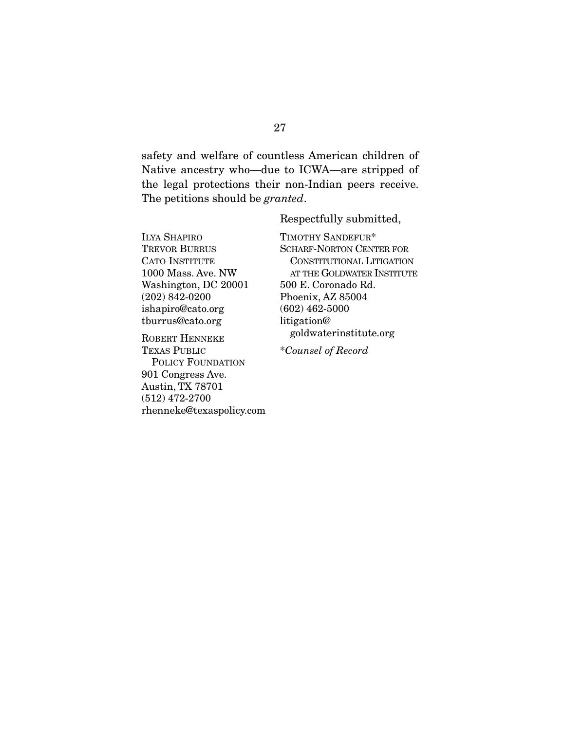safety and welfare of countless American children of Native ancestry who—due to ICWA—are stripped of the legal protections their non-Indian peers receive. The petitions should be *granted*.

Respectfully submitted,

TIMOTHY SANDEFUR*
SCHARF-NORTON CENTER FOR CONSTITUTIONAL LITIGATION AT THE GOLDWATER INSTITUTE
500 E. Coronado Rd.
Phoenix, AZ 85004
(602) 462-5000
litigation@goldwaterinstitute.org

*\*Counsel of Record*

ILYA SHAPIRO
TREVOR BURRUS
CATO INSTITUTE
1000 Mass. Ave. NW
Washington, DC 20001
(202) 842-0200
ishapiro@cato.org
tburrus@cato.org

ROBERT HENNEKE
TEXAS PUBLIC POLICY FOUNDATION
901 Congress Ave.
Austin, TX 78701
(512) 472-2700
rhenneke@texaspolicy.com